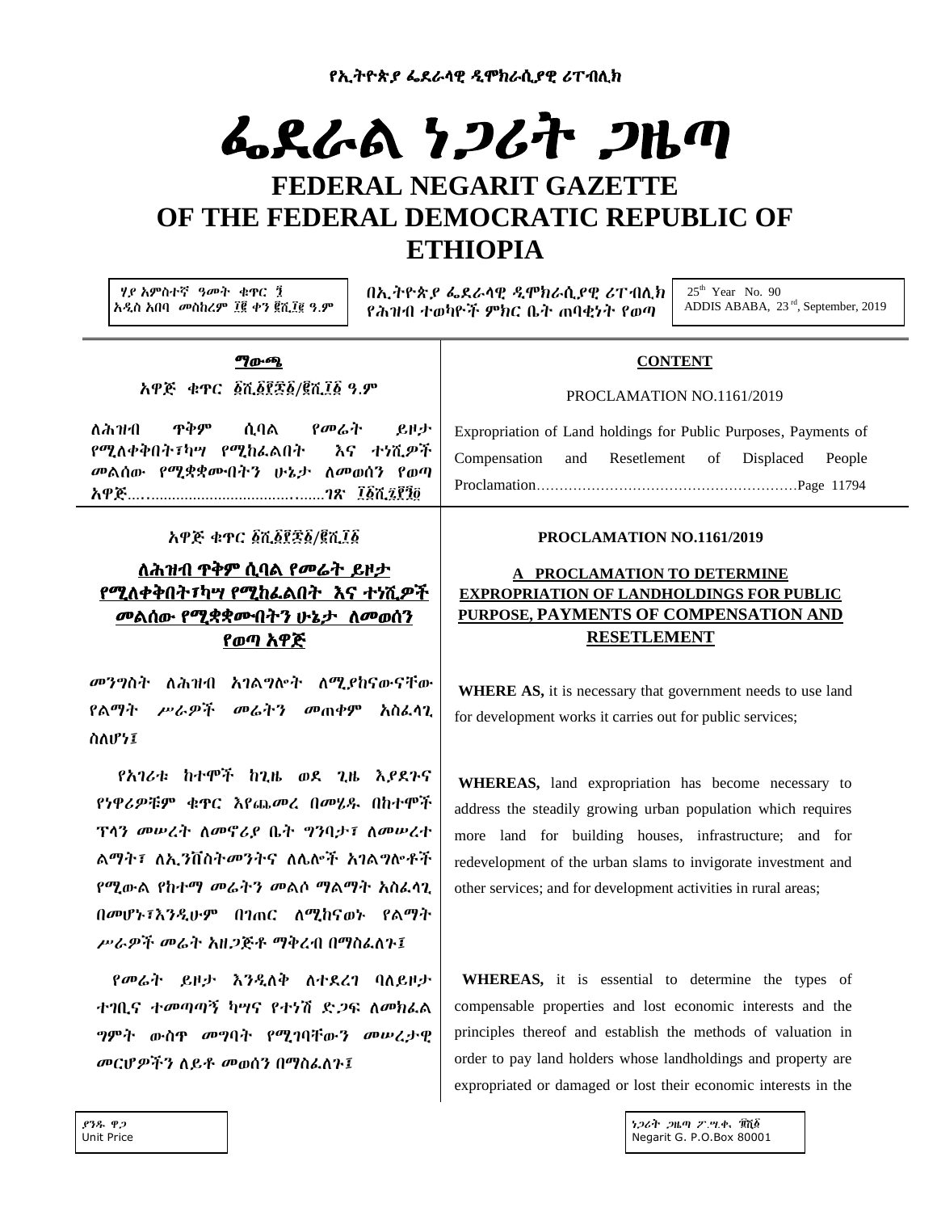የኢትዮጵያ ፌደራላዊ ዲሞክራሲያዊ ሪፐብሊክ

# ፌደራል ነጋሪት ጋዜጣ

# FEDERAL NEGARIT GAZETTE OF THE FEDERAL DEMOCRATIC REPUBLIC OF ETHIOPIA

ሃያ አምስተኛ ዓመት ቁጥር ፺
አዲስ አበባ መስከረም ፲፪ ቀን ፪ሺ፲፪ ዓ.ም

በኢትዮጵያ ፌደራላዊ ዲሞክራሲያዊ ሪፐብሊክ የሕዝብ ተወካዮች ምክር ቤት ጠባቂነት የወጣ

25th Year No. 90
ADDIS ABABA, 23rd, September, 2019

## ማውጫ

አዋጅ ቁጥር ፩ሺ፩፻፷፩/፪ሺ፲፩ ዓ.ም

ለሕዝብ ጥቅም ሲባል የመሬት ይዞታ የሚለቀቅበት፣ካሣ የሚከፈልበት እና ተነሺዎች መልሰው የሚቋቋሙበትን ሁኔታ ለመወሰን የወጣ አዋጅ...........................................ገጽ ፲፩ሺ፯፻፺፬

## CONTENT

PROCLAMATION NO.1161/2019

Expropriation of Land holdings for Public Purposes, Payments of Compensation and Resetlement of Displaced People Proclamation……………………………………………………Page 11794

አዋጅ ቁጥር ፩ሺ፩፻፷፩/፪ሺ፲፩

### ለሕዝብ ጥቅም ሲባል የመሬት ይዞታ የሚለቀቅበት፣ካሣ የሚከፈልበት እና ተነሺዎች መልሰው የሚቋቋሙብትን ሁኔታ ለመወሰን የወጣ አዋጅ

መንግስት ለሕዝብ አገልግሎት ለሚያከናውናቸው የልማት ሥራዎች መሬትን መጠቀም አስፈላጊ ስለሆነ፤

የአገሪቱ ከተሞች ከጊዜ ወደ ጊዜ እያደጉና የነዋሪዎቹም ቁጥር እየጨመረ በመሄዱ በከተሞች ፕላን መሠረት ለመኖሪያ ቤት ግንባታ፣ ለመሠረተ ልማት፣ ለኢንቨስትመንትና ለሌሎች አገልግሎቶች የሚውል የከተማ መሬትን መልሶ ማልማት አስፈላጊ በመሆኑ፣እንዲሁም በገጠር ለሚከናወኑ የልማት ሥራዎች መሬት አዘጋጅቶ ማቅረብ በማስፈለጉ፤

የመሬት ይዞታ እንዲለቅ ለተደረገ ባለይዞታ ተገቢና ተመጣጣኝ ካሣና የተነሽ ድጋፍ ለመክፈል ግምት ውስጥ መግባት የሚገባቸውን መሠረታዊ መርሆዎችን ለይቶ መወሰን በማስፈለጉ፤

**PROCLAMATION NO.1161/2019**

### A PROCLAMATION TO DETERMINE EXPROPRIATION OF LANDHOLDINGS FOR PUBLIC PURPOSE, PAYMENTS OF COMPENSATION AND RESETLEMENT

**WHERE AS,** it is necessary that government needs to use land for development works it carries out for public services;

**WHEREAS,** land expropriation has become necessary to address the steadily growing urban population which requires more land for building houses, infrastructure; and for redevelopment of the urban slams to invigorate investment and other services; and for development activities in rural areas;

**WHEREAS,** it is essential to determine the types of compensable properties and lost economic interests and the principles thereof and establish the methods of valuation in order to pay land holders whose landholdings and property are expropriated or damaged or lost their economic interests in the

ያንዱ ዋጋ
Unit Price

ነጋሪት ጋዜጣ ፖ.ሣ.ቁ. ፹ሺ፩
Negarit G. P.O.Box 80001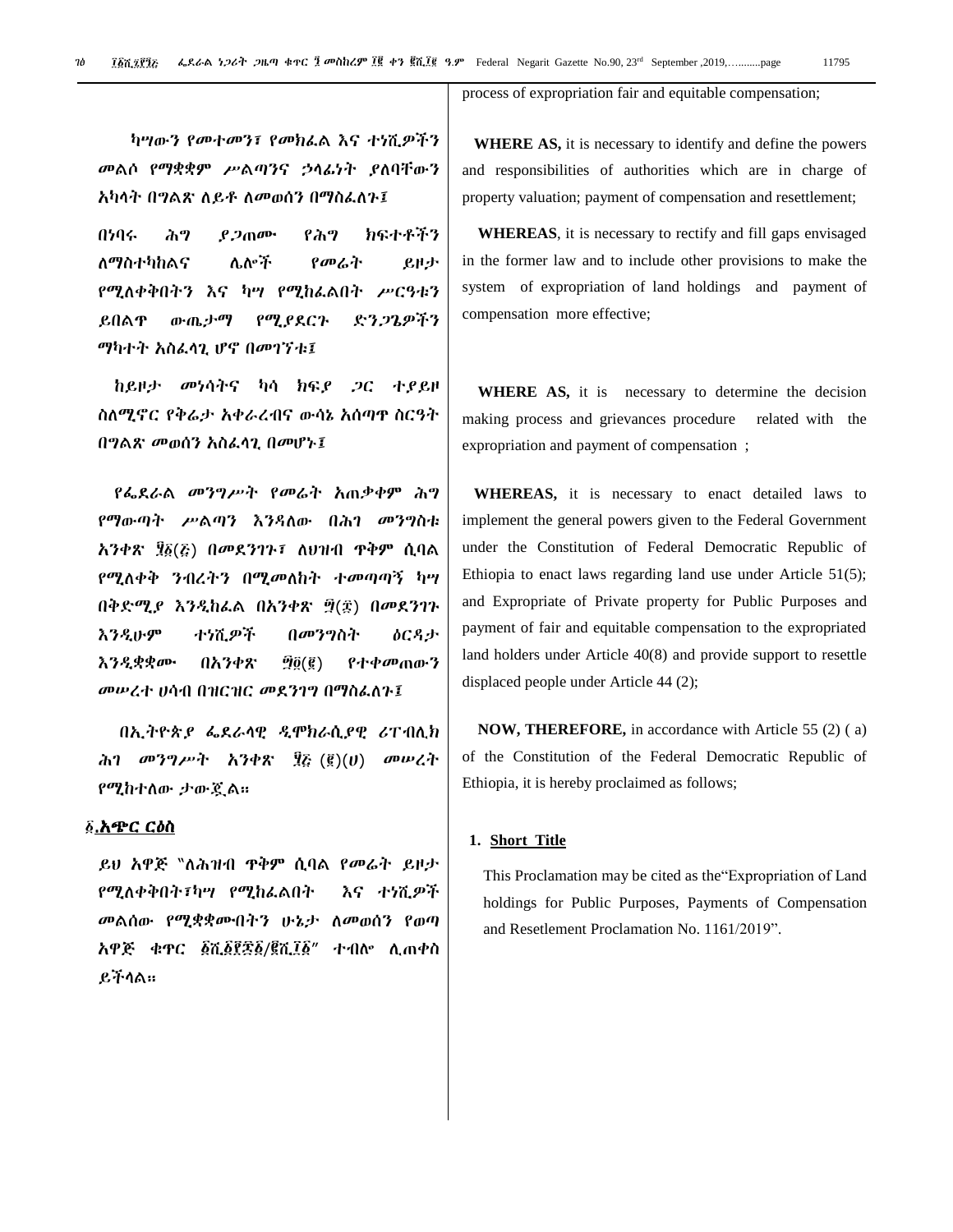process of expropriation fair and equitable compensation;

ካሣውን የመተመን፣ የመክፈል እና ተነሺዎችን መልሶ የማቋቋም ሥልጣንና ኃላፊነት ያለባቸውን አካላት በግልጽ ለይቶ ለመወሰን በማስፈለጉ፤

**WHERE AS,** it is necessary to identify and define the powers and responsibilities of authorities which are in charge of property valuation; payment of compensation and resettlement;

በነባሩ ሕግ ያጋጠሙ የሕግ ክፍተቶችን ለማስተካከልና ሌሎች የመሬት ይዞታ የሚለቀቅበትን እና ካሣ የሚከፈልበት ሥርዓቱን ይበልጥ ውጤታማ የሚያደርጉ ድንጋጌዎችን ማካተት አስፈላጊ ሆኖ በመገኘቱ፤

**WHEREAS**, it is necessary to rectify and fill gaps envisaged in the former law and to include other provisions to make the system of expropriation of land holdings and payment of compensation more effective;

ከይዞታ መነሳትና ካሳ ክፍያ ጋር ተያይዞ ስለሚኖር የቅሬታ አቀራረብና ውሳኔ አሰጣጥ ስርዓት በግልጽ መወሰን አስፈላጊ በመሆኑ፤

**WHERE AS,** it is necessary to determine the decision making process and grievances procedure related with the expropriation and payment of compensation ;

የፌደራል መንግሥት የመሬት አጠቃቀም ሕግ የማውጣት ሥልጣን እንዳለው በሕገ መንግስቱ አንቀጽ ፶፩(፭) በመደንገጉ፣ ለህዝብ ጥቅም ሲባል የሚለቀቅ ንብረትን በሚመለከት ተመጣጣኝ ካሣ በቅድሚያ እንዲከፈል በአንቀጽ ፵(፰) በመደንገጉ እንዲሁም ተነሺዎች በመንግስት ዕርዳታ እንዲቋቋሙ በአንቀጽ ፵፬(፪) የተቀመጠውን መሠረተ ሀሳብ በዝርዝር መደንገግ በማስፈለጉ፤

**WHEREAS,** it is necessary to enact detailed laws to implement the general powers given to the Federal Government under the Constitution of Federal Democratic Republic of Ethiopia to enact laws regarding land use under Article 51(5); and Expropriate of Private property for Public Purposes and payment of fair and equitable compensation to the expropriated land holders under Article 40(8) and provide support to resettle displaced people under Article 44 (2);

በኢትዮጵያ ፌደራላዊ ዲሞክራሲያዊ ሪፐብሊክ ሕገ መንግሥት አንቀጽ ፶፭ (፪)(ሀ) መሠረት የሚከተለው ታውጇል።

**NOW, THEREFORE,** in accordance with Article 55 (2) ( a) of the Constitution of the Federal Democratic Republic of Ethiopia, it is hereby proclaimed as follows;

## ፩.አጭር ርዕስ

ይህ አዋጅ "ለሕዝብ ጥቅም ሲባል የመሬት ይዞታ የሚለቀቅበት፣ካሣ የሚከፈልበት እና ተነሺዎች መልሰው የሚቋቋሙበትን ሁኔታ ለመወሰን የወጣ አዋጅ ቁጥር ፩ሺ፩፻፷፩/፪ሺ፲፩" ተብሎ ሊጠቀስ ይችላል።

## 1. Short Title

This Proclamation may be cited as the"Expropriation of Land holdings for Public Purposes, Payments of Compensation and Resetlement Proclamation No. 1161/2019".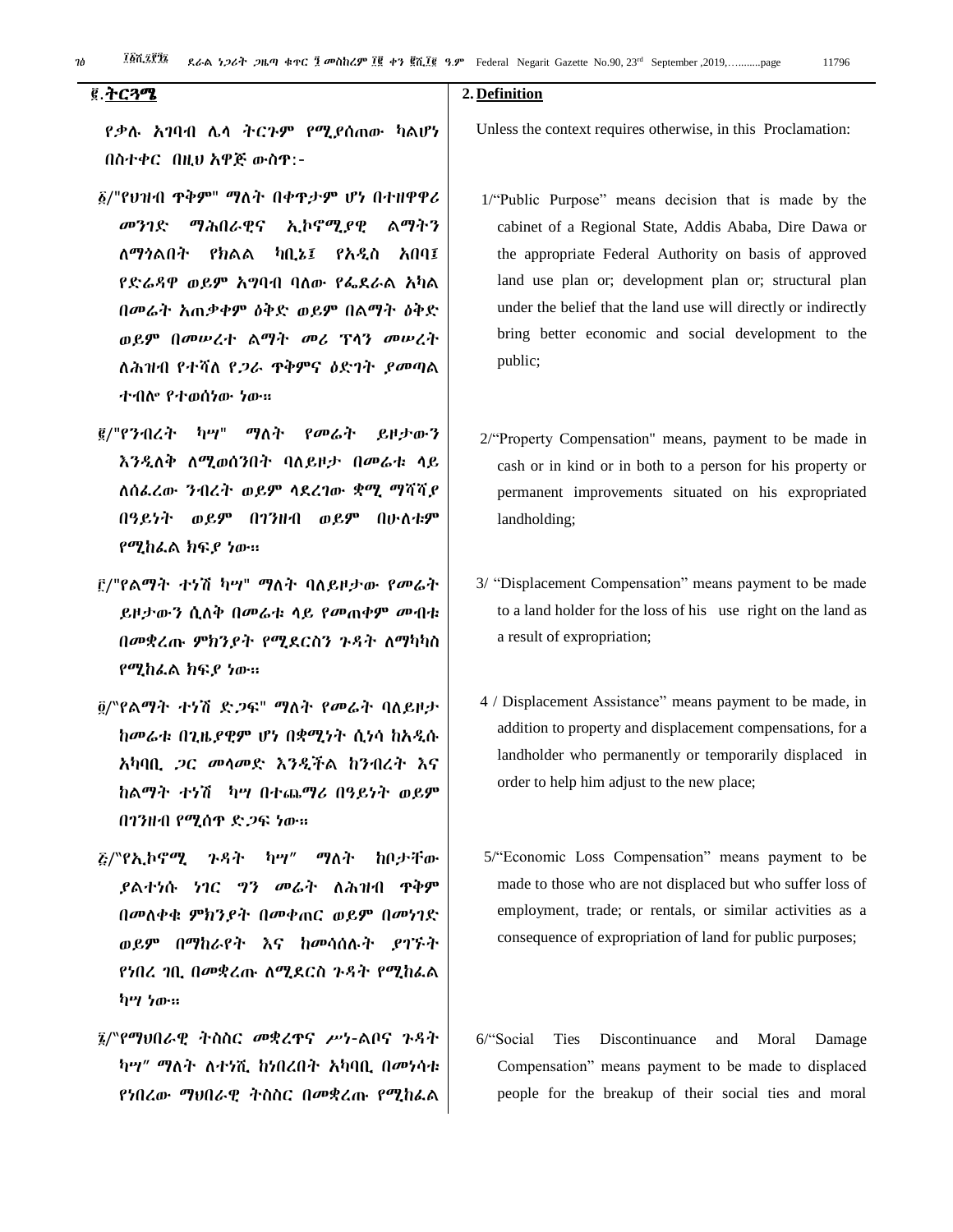## ፪.ትርጓሜ

የቃሉ አገባብ ሌላ ትርጉም የሚያሰጠው ካልሆነ በስተቀር በዚህ አዋጅ ውስጥ�:-

፩/"የህዝብ ጥቅም" ማለት በቀጥታም ሆነ በተዘዋዋሪ መንገድ ማሕበራዊና ኢኮኖሚያዊ ልማትን ለማጎልበት የክልል ካቢኔ፤ የአዲስ አበባ፤ የድሬዳዋ ወይም አግባብ ባለው የፌደራል አካል በመሬት አጠቃቀም ዕቅድ ወይም በልማት ዕቅድ ወይም በመሠረተ ልማት መሪ ፕላን መሠረት ለሕዝብ የተሻለ የጋራ ጥቅምና ዕድገት ያመጣል ተብሎ የተወሰነው ነው።

፪/"የንብረት ካሣ" ማለት የመሬት ይዞታውን እንዲለቅ ለሚወሰንበት ባለይዞታ በመሬቱ ላይ ለሰፈረው ንብረት ወይም ላደረገው ቋሚ ማሻሻያ በዓይነት ወይም በገንዘብ ወይም በሁለቱም የሚከፈል ክፍያ ነው።

፫/"የልማት ተነሽ ካሣ" ማለት ባለይዞታው የመሬት ይዞታውን ሲለቅ በመሬቱ ላይ የመጠቀም መብቱ በመቋረጡ ምክንያት የሚደርስን ጉዳት ለማካካስ የሚከፈል ክፍያ ነው።

፬/"የልማት ተነሽ ድጋፍ" ማለት የመሬት ባለይዞታ ከመሬቱ በጊዜያዊም ሆነ በቋሚነት ሲነሳ ከአዲሱ አካባቢ ጋር መላመድ እንዲችል ከንብረት እና ከልማት ተነሽ ካሣ በተጨማሪ በዓይነት ወይም በገንዘብ የሚሰጥ ድጋፍ ነው።

፭/"የኢኮኖሚ ጉዳት ካሣ" ማለት ከቦታቸው ያልተነሱ ነገር ግን መሬት ለሕዝብ ጥቅም በመለቀቁ ምክንያት በመቀጠር ወይም በመነገድ ወይም በማከራየት እና ከመሳሰሉት ያገኙት የነበረ ገቢ በመቋረጡ ለሚደርስ ጉዳት የሚከፈል ካሣ ነው።

፮/"የማህበራዊ ትስስር መቋረጥና ሥነ-ልቦና ጉዳት ካሣ" ማለት ለተነሺ ከነበረበት አካባቢ በመነሳቱ የነበረው ማህበራዊ ትስስር በመቋረጡ የሚከፈል

## 2. Definition

Unless the context requires otherwise, in this Proclamation:

1/"Public Purpose" means decision that is made by the cabinet of a Regional State, Addis Ababa, Dire Dawa or the appropriate Federal Authority on basis of approved land use plan or; development plan or; structural plan under the belief that the land use will directly or indirectly bring better economic and social development to the public;

2/"Property Compensation" means, payment to be made in cash or in kind or in both to a person for his property or permanent improvements situated on his expropriated landholding;

3/ "Displacement Compensation" means payment to be made to a land holder for the loss of his use right on the land as a result of expropriation;

4 / Displacement Assistance" means payment to be made, in addition to property and displacement compensations, for a landholder who permanently or temporarily displaced in order to help him adjust to the new place;

5/"Economic Loss Compensation" means payment to be made to those who are not displaced but who suffer loss of employment, trade; or rentals, or similar activities as a consequence of expropriation of land for public purposes;

6/"Social Ties Discontinuance and Moral Damage Compensation" means payment to be made to displaced people for the breakup of their social ties and moral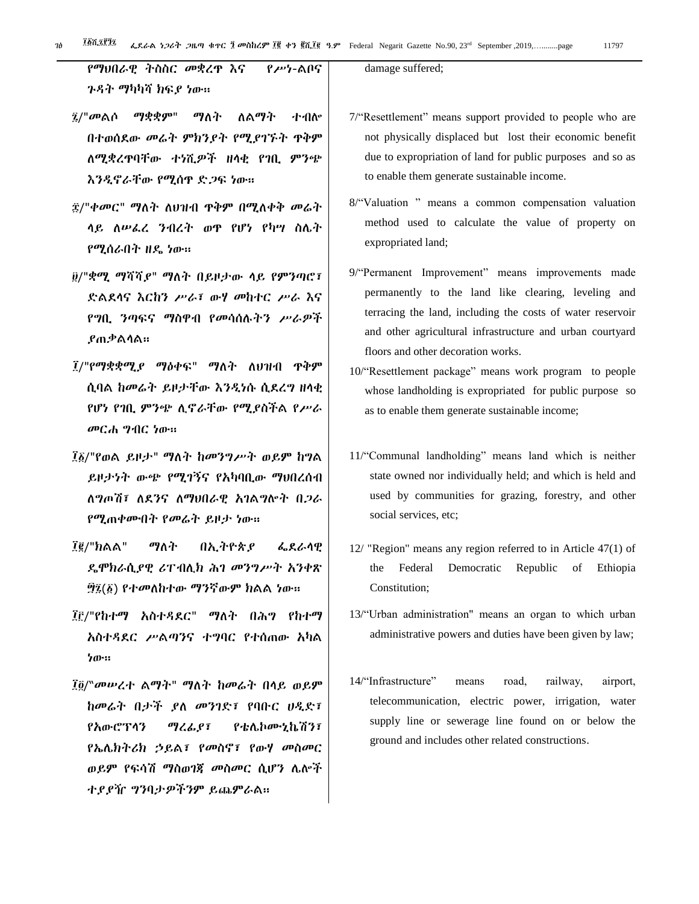የማህበራዊ ትስስር መቋረጥ እና የሥነ-ልቦና ጉዳት ማካካሻ ክፍያ ነው፡፡

፯/"መልሶ ማቋቋም" ማለት ለልማት ተብሎ በተወሰደው መሬት ምክንያት የሚያገኙት ጥቅም ለሚቋረጥባቸው ተነሺዎች ዘላቂ የገቢ ምንጭ እንዲኖራቸው የሚሰጥ ድጋፍ ነው፡፡

፰/"ቀመር" ማለት ለህዝብ ጥቅም በሚለቀቅ መሬት ላይ ለሠፈረ ንብረት ወጥ የሆነ የካሣ ስሌት የሚሰራበት ዘዴ ነው፡፡

፱/"ቋሚ ማሻሻያ" ማለት በይዞታው ላይ የምንጣሮ፣ ድልደላና እርከን ሥራ፣ ውሃ መከተር ሥራ እና የግቢ ንጣፍና ማስዋብ የመሳሰሉትን ሥራዎች ያጠቃልላል፡፡

፲/"የማቋቋሚያ ማዕቀፍ" ማለት ለህዝብ ጥቅም ሲባል ከመሬት ይዞታቸው እንዲነሱ ሲደረግ ዘላቂ የሆነ የገቢ ምንጭ ሊኖራቸው የሚያስችል የሥራ መርሐ ግብር ነው፡፡

፲፩/"የወል ይዞታ" ማለት ከመንግሥት ወይም ከግል ይዞታነት ውጭ የሚገኝና የአካባቢው ማህበረሰብ ለግጦሽ፣ ለደንና ለማህበራዊ አገልግሎት በጋራ የሚጠቀሙበት የመሬት ይዞታ ነው፡፡

፲፪/"ክልል" ማለት በኢትዮጵያ ፌደራላዊ ዴሞክራሲያዊ ሪፐብሊክ ሕገ መንግሥት አንቀጽ ፵፯(፩) የተመለከተው ማንኛውም ክልል ነው፡፡

፲፫/"የከተማ አስተዳደር" ማለት በሕግ የከተማ አስተዳደር ሥልጣንና ተግባር የተሰጠው አካል ነው፡፡

፲፬/"መሠረተ ልማት" ማለት ከመሬት በላይ ወይም ከመሬት በታች ያለ መንገድ፣ የባቡር ሀዲድ፣ የአውሮፕላን ማረፊያ፣ የቴሌኮሙኒኬሽን፣ የኤሌክትሪክ ኃይል፣ የመስኖ፣ የውሃ መስመር ወይም የፍሳሽ ማስወገጃ መስመር ሲሆን ሌሎች ተያያዥ ግንባታዎችንም ይጨምራል፡፡

damage suffered;

7/"Resettlement" means support provided to people who are not physically displaced but lost their economic benefit due to expropriation of land for public purposes and so as to enable them generate sustainable income.

8/"Valuation " means a common compensation valuation method used to calculate the value of property on expropriated land;

9/"Permanent Improvement" means improvements made permanently to the land like clearing, leveling and terracing the land, including the costs of water reservoir and other agricultural infrastructure and urban courtyard floors and other decoration works.

10/"Resettlement package" means work program to people whose landholding is expropriated for public purpose so as to enable them generate sustainable income;

11/"Communal landholding" means land which is neither state owned nor individually held; and which is held and used by communities for grazing, forestry, and other social services, etc;

12/ "Region" means any region referred to in Article 47(1) of the Federal Democratic Republic of Ethiopia Constitution;

13/"Urban administration" means an organ to which urban administrative powers and duties have been given by law;

14/"Infrastructure" means road, railway, airport, telecommunication, electric power, irrigation, water supply line or sewerage line found on or below the ground and includes other related constructions.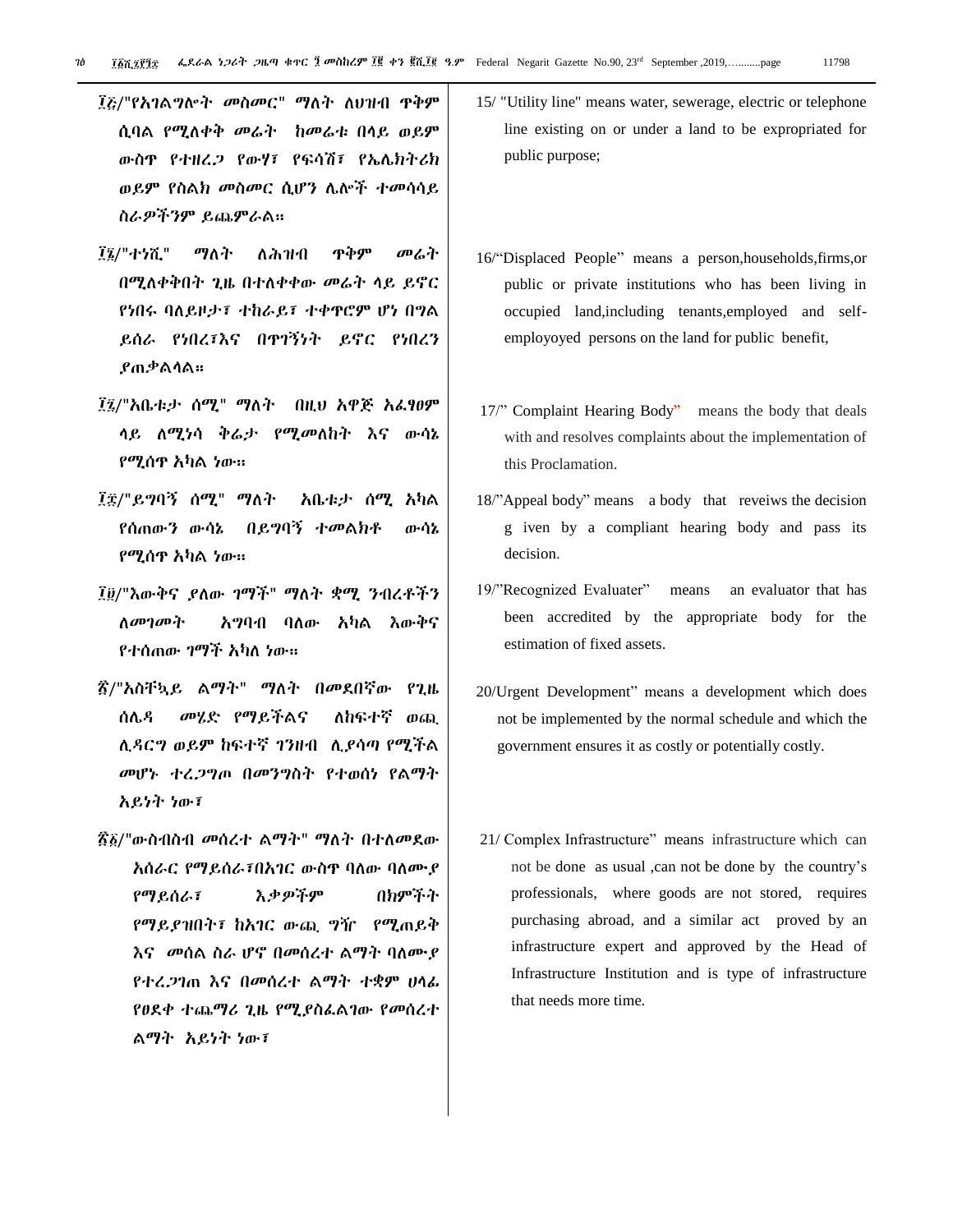፲፭/"የአገልግሎት መስመር" ማለት ለህዝብ ጥቅም ሲባል የሚለቀቅ መሬት ከመሬቱ በላይ ወይም ውስጥ የተዘረጋ የውሃ፣ የፍሳሽ፣ የኤሌክትሪክ ወይም የስልክ መስመር ሲሆን ሌሎች ተመሳሳይ ስራዎችንም ይጨምራል።

፲፮/"ተነሺ" ማለት ለሕዝብ ጥቅም መሬት በሚለቀቅበት ጊዜ በተለቀቀው መሬት ላይ ይኖር የነበሩ ባለይዞታ፣ ተከራይ፣ ተቀጥሮም ሆነ በግል ይሰራ የነበረ፣እና በጥገኝነት ይኖር የነበረን ያጠቃልላል።

፲፯/"አቤቱታ ሰሚ" ማለት በዚህ አዋጅ አፈፃፀም ላይ ለሚነሳ ቅሬታ የሚመለከት እና ውሳኔ የሚሰጥ አካል ነው።

፲፰/"ይግባኝ ሰሚ" ማለት አቤቱታ ሰሚ አካል የሰጠውን ውሳኔ በይግባኝ ተመልክቶ ውሳኔ የሚሰጥ አካል ነው።

፲፱/"እውቅና ያለው ገማች" ማለት ቋሚ ንብረቶችን ለመገመት አግባብ ባለው አካል እውቅና የተሰጠው ገማች አካለ ነው።

፳/"አስቸኳይ ልማት" ማለት በመደበኛው የጊዜ ሰሌዳ መሄድ የማይችልና ለከፍተኛ ወጪ ሊዳርግ ወይም ከፍተኛ ገንዘብ ሊያሳጣ የሚችል መሆኑ ተረጋግጦ በመንግስት የተወሰነ የልማት አይነት ነው፣

፳፩/"ውስብስብ መሰረተ ልማት" ማለት በተለመደው አሰራር የማይሰራ፣በአገር ውስጥ ባለው ባለሙያ የማይሰራ፣ እቃዎችም በክምችት የማይያዝበት፣ ከአገር ውጪ ግዥ የሚጠይቅ እና መሰል ስራ ሆኖ በመሰረተ ልማት ባለሙያ የተረጋገጠ እና በመሰረተ ልማት ተቋም ሀላፊ የፀደቀ ተጨማሪ ጊዜ የሚያስፈልገው የመሰረተ ልማት አይነት ነው፣

15/ "Utility line" means water, sewerage, electric or telephone line existing on or under a land to be expropriated for public purpose;

16/"Displaced People" means a person,households,firms,or public or private institutions who has been living in occupied land,including tenants,employed and self-employoyed persons on the land for public benefit,

17/" Complaint Hearing Body" means the body that deals with and resolves complaints about the implementation of this Proclamation.

18/"Appeal body" means a body that reveiws the decision g iven by a compliant hearing body and pass its decision.

19/"Recognized Evaluater" means an evaluator that has been accredited by the appropriate body for the estimation of fixed assets.

20/Urgent Development" means a development which does not be implemented by the normal schedule and which the government ensures it as costly or potentially costly.

21/ Complex Infrastructure" means infrastructure which can not be done as usual ,can not be done by the country's professionals, where goods are not stored, requires purchasing abroad, and a similar act proved by an infrastructure expert and approved by the Head of Infrastructure Institution and is type of infrastructure that needs more time.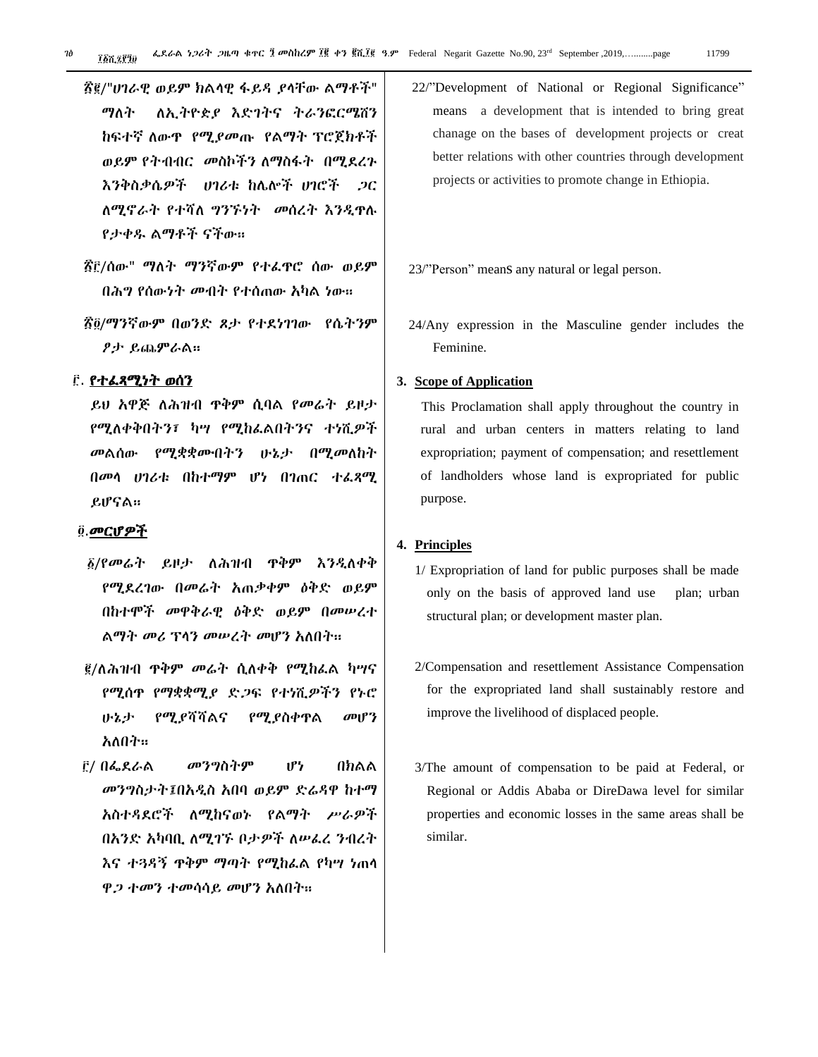፳፪/"ሀገራዊ ወይም ክልላዊ ፋይዳ ያላቸው ልማቶች" ማለት ለኢትዮጵያ እድገትና ትራንፎርሜሽን ከፍተኛ ለውጥ የሚያመጡ የልማት ፕሮጀክቶች ወይም የትብብር መስኮችን ለማስፋት በሚደረጉ እንቅስቃሴዎች ሀገሪቱ ከሌሎች ሀገሮች ጋር ለሚኖራት የተሻለ ግንኙነት መሰረት እንዲጥሉ የታቀዱ ልማቶች ናቸው።

፳፫/ሰው" ማለት ማንኛውም የተፈጥሮ ሰው ወይም በሕግ የሰውነት መብት የተሰጠው አካል ነው።

፳፬/ማንኛውም በወንድ ጾታ የተደነገገው የሴትንም ፆታ ይጨምራል።

## ፫. የተፈጻሚነት ወሰን

ይህ አዋጅ ለሕዝብ ጥቅም ሲባል የመሬት ይዞታ የሚለቀቀበትን፣ ካሣ የሚከፈልበትንና ተነሺዎች መልሰው የሚቋቋሙበትን ሁኔታ በሚመለከት በመላ ሀገሪቱ በከተማም ሆነ በገጠር ተፈጻሚ ይሆናል።

## ፬. መርሆዎች

፩/የመሬት ይዞታ ለሕዝብ ጥቅም እንዲለቀቅ የሚደረገው በመሬት አጠቃቀም ዕቅድ ወይም በከተሞች መዋቅራዊ ዕቅድ ወይም በመሠረተ ልማት መሪ ፕላን መሠረት መሆን አለበት።

፪/ለሕዝብ ጥቅም መሬት ሲለቀቅ የሚከፈል ካሣና የሚሰጥ የማቋቋሚያ ድጋፍ የተነሺዎችን የኑሮ ሁኔታ የሚያሻሽልና የሚያስቀጥል መሆን አለበት።

፫/ በፌደራል መንግስትም ሆነ በክልል መንግስታት፤በአዲስ አበባ ወይም ድሬዳዋ ከተማ አስተዳደሮች ለሚከናወኑ የልማት ሥራዎች በአንድ አካባቢ ለሚገኙ ቦታዎች ለሠፈረ ንብረት እና ተጓዳኝ ጥቅም ማጣት የሚከፈል የካሣ ነጠላ ዋጋ ተመን ተመሳሳይ መሆን አለበት።

22/"Development of National or Regional Significance" means a development that is intended to bring great chanage on the bases of development projects or creat better relations with other countries through development projects or activities to promote change in Ethiopia.

23/"Person" means any natural or legal person.

24/Any expression in the Masculine gender includes the Feminine.

## 3. Scope of Application

This Proclamation shall apply throughout the country in rural and urban centers in matters relating to land expropriation; payment of compensation; and resettlement of landholders whose land is expropriated for public purpose.

## 4. Principles

1/ Expropriation of land for public purposes shall be made only on the basis of approved land use plan; urban structural plan; or development master plan.

2/Compensation and resettlement Assistance Compensation for the expropriated land shall sustainably restore and improve the livelihood of displaced people.

3/The amount of compensation to be paid at Federal, or Regional or Addis Ababa or DireDawa level for similar properties and economic losses in the same areas shall be similar.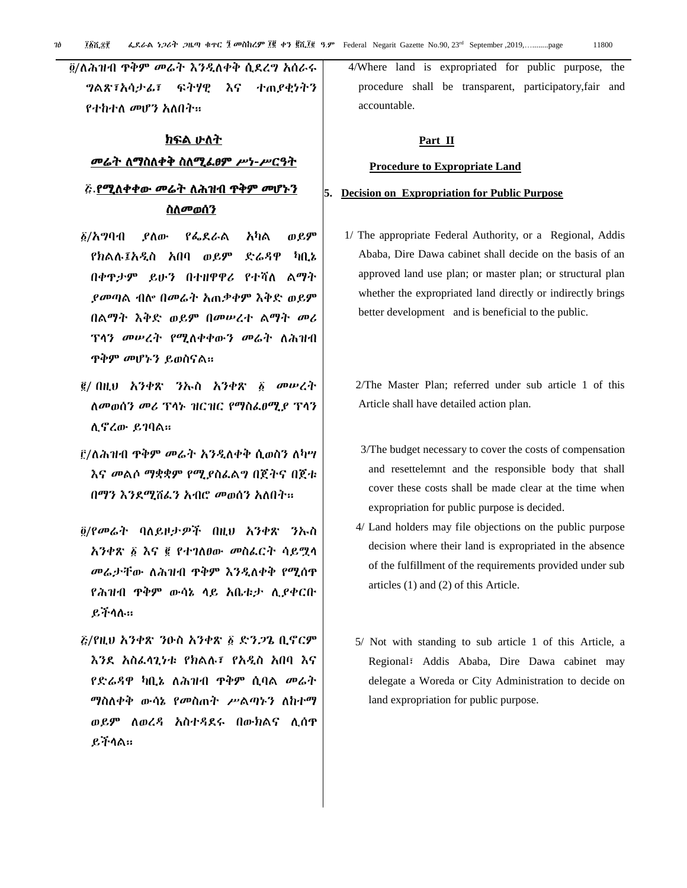፬/ለሕዝብ ጥቅም መሬት እንዲለቀቅ ሲደረግ አሰራሩ ግልጽ፣አሳታፊ፣ ፍትሃዊ እና ተጠያቂነትን የተከተለ መሆን አለበት፡፡

## ክፍል ሁለት

## መሬት ለማስለቀቅ ስለሚፈፀም ሥነ-ሥርዓት

### ፭.የሚለቀቀው መሬት ለሕዝብ ጥቅም መሆኑን ስለመወሰን

፩/አግባብ ያለው የፌደራል አካል ወይም የክልሉ፤አዲስ አበባ ወይም ድሬዳዋ ካቢኔ በቀጥታም ይሁን በተዘዋዋሪ የተሻለ ልማት ያመጣል ብሎ በመሬት አጠቃቀም እቅድ ወይም በልማት እቅድ ወይም በመሠረተ ልማት መሪ ፕላን መሠረት የሚለቀቀውን መሬት ለሕዝብ ጥቅም መሆኑን ይወስናል፡፡

፪/ በዚህ አንቀጽ ንኡስ አንቀጽ ፩ መሠረት ለመወሰን መሪ ፕላኑ ዝርዝር የማስፈፀሚያ ፕላን ሊኖረው ይገባል፡፡

፫/ለሕዝብ ጥቅም መሬት እንዲለቀቅ ሲወስን ለካሣ እና መልሶ ማቋቋም የሚያስፈልግ በጀትና በጀቱ በማን እንደሚሸፈን አብሮ መወሰን አለበት፡፡

፬/የመሬት ባለይዞታዎች በዚህ አንቀጽ ንኡስ አንቀጽ ፩ እና ፪ የተገለፀው መስፈርት ሳይሟላ መሬታቸው ለሕዝብ ጥቅም እንዲለቀቅ የሚሰጥ የሕዝብ ጥቅም ውሳኔ ላይ አቤቱታ ሊያቀርቡ ይችላሉ፡፡

፭/የዚህ አንቀጽ ንዑስ አንቀጽ ፩ ድንጋጌ ቢኖርም እንደ አስፈላጊነቱ የክልሉ፣ የአዲስ አበባ እና የድሬዳዋ ካቢኔ ለሕዝብ ጥቅም ሲባል መሬት ማስለቀቅ ውሳኔ የመስጠት ሥልጣኑን ለከተማ ወይም ለወረዳ አስተዳደሩ በውክልና ሊሰጥ ይችላል፡፡

4/Where land is expropriated for public purpose, the procedure shall be transparent, participatory,fair and accountable.

## Part II

## Procedure to Expropriate Land

### 5. Decision on Expropriation for Public Purpose

1/ The appropriate Federal Authority, or a Regional, Addis Ababa, Dire Dawa cabinet shall decide on the basis of an approved land use plan; or master plan; or structural plan whether the expropriated land directly or indirectly brings better development and is beneficial to the public.

2/The Master Plan; referred under sub article 1 of this Article shall have detailed action plan.

3/The budget necessary to cover the costs of compensation and resettelemnt and the responsible body that shall cover these costs shall be made clear at the time when expropriation for public purpose is decided.

4/ Land holders may file objections on the public purpose decision where their land is expropriated in the absence of the fulfillment of the requirements provided under sub articles (1) and (2) of this Article.

5/ Not with standing to sub article 1 of this Article, a Regional፣ Addis Ababa, Dire Dawa cabinet may delegate a Woreda or City Administration to decide on land expropriation for public purpose.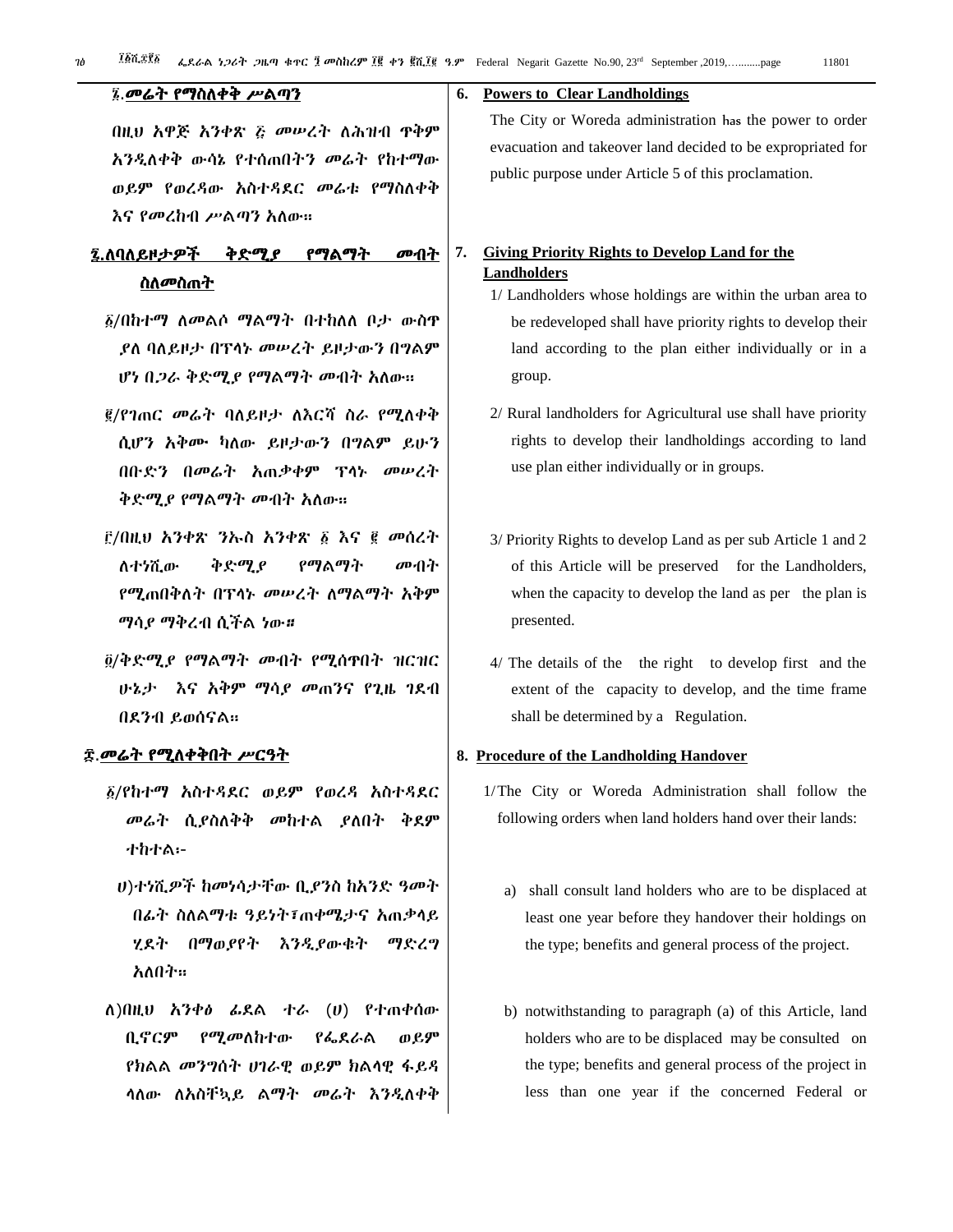**፮.መሬት የማስለቀቅ ሥልጣን**

በዚህ አዋጅ አንቀጽ ፭ መሠረት ለሕዝብ ጥቅም እንዲለቀቅ ውሳኔ የተሰጠበትን መሬት የከተማው ወይም የወረዳው አስተዳደር መሬቱ የማስለቀቅ እና የመረከብ ሥልጣን አለው፡፡

**፯.ለባለይዞታዎች ቅድሚያ የማልማት መብት ስለመስጠት**

፩/በከተማ ለመልሶ ማልማት በተከለለ ቦታ ውስጥ ያለ ባለይዞታ በፕላኑ መሠረት ይዞታውን በግልም ሆነ በጋራ ቅድሚያ የማልማት መብት አለው፡፡

፪/የገጠር መሬት ባለይዞታ ለእርሻ ስራ የሚለቀቅ ሲሆን አቅሙ ካለው ይዞታውን በግልም ይሁን በቡድን በመሬት አጠቃቀም ፕላኑ መሠረት ቅድሚያ የማልማት መብት አለው፡፡

፫/በዚህ አንቀጽ ንኡስ አንቀጽ ፩ እና ፪ መሰረት ለተነሺው ቅድሚያ የማልማት መብት የሚጠበቅለት በፕላኑ መሠረት ለማልማት አቅም ማሳያ ማቅረብ ሲችል ነው፡፡

፬/ቅድሚያ የማልማት መብት የሚሰጥበት ዝርዝር ሁኔታ እና አቅም ማሳያ መጠንና የጊዜ ገደብ በደንብ ይወሰናል፡፡

**፰.መሬት የሚለቀቅበት ሥርዓት**

፩/የከተማ አስተዳደር ወይም የወረዳ አስተዳደር መሬት ሲያስለቅቅ መከተል ያለበት ቅደም ተከተል፡-

ሀ)ተነሺዎች ከመነሳታቸው ቢያንስ ከአንድ ዓመት በፊት ስለልማቱ ዓይነት፣ጠቀሜታና አጠቃላይ ሂደት በማወያየት እንዲያውቁት ማድረግ አለበት፡፡

ለ)በዚህ አንቀፅ ፊደል ተራ (ሀ) የተጠቀሰው ቢኖርም የሚመለከተው የፌደራል ወይም የክልል መንግሰት ሀገራዊ ወይም ክልላዊ ፋይዳ ላለው ለአስቸኳይ ልማት መሬት እንዲለቀቅ

**6. Powers to Clear Landholdings**

The City or Woreda administration has the power to order evacuation and takeover land decided to be expropriated for public purpose under Article 5 of this proclamation.

**7. Giving Priority Rights to Develop Land for the Landholders**

1/ Landholders whose holdings are within the urban area to be redeveloped shall have priority rights to develop their land according to the plan either individually or in a group.

2/ Rural landholders for Agricultural use shall have priority rights to develop their landholdings according to land use plan either individually or in groups.

3/ Priority Rights to develop Land as per sub Article 1 and 2 of this Article will be preserved for the Landholders, when the capacity to develop the land as per the plan is presented.

4/ The details of the the right to develop first and the extent of the capacity to develop, and the time frame shall be determined by a Regulation.

**8. Procedure of the Landholding Handover**

1/The City or Woreda Administration shall follow the following orders when land holders hand over their lands:

a) shall consult land holders who are to be displaced at least one year before they handover their holdings on the type; benefits and general process of the project.

b) notwithstanding to paragraph (a) of this Article, land holders who are to be displaced may be consulted on the type; benefits and general process of the project in less than one year if the concerned Federal or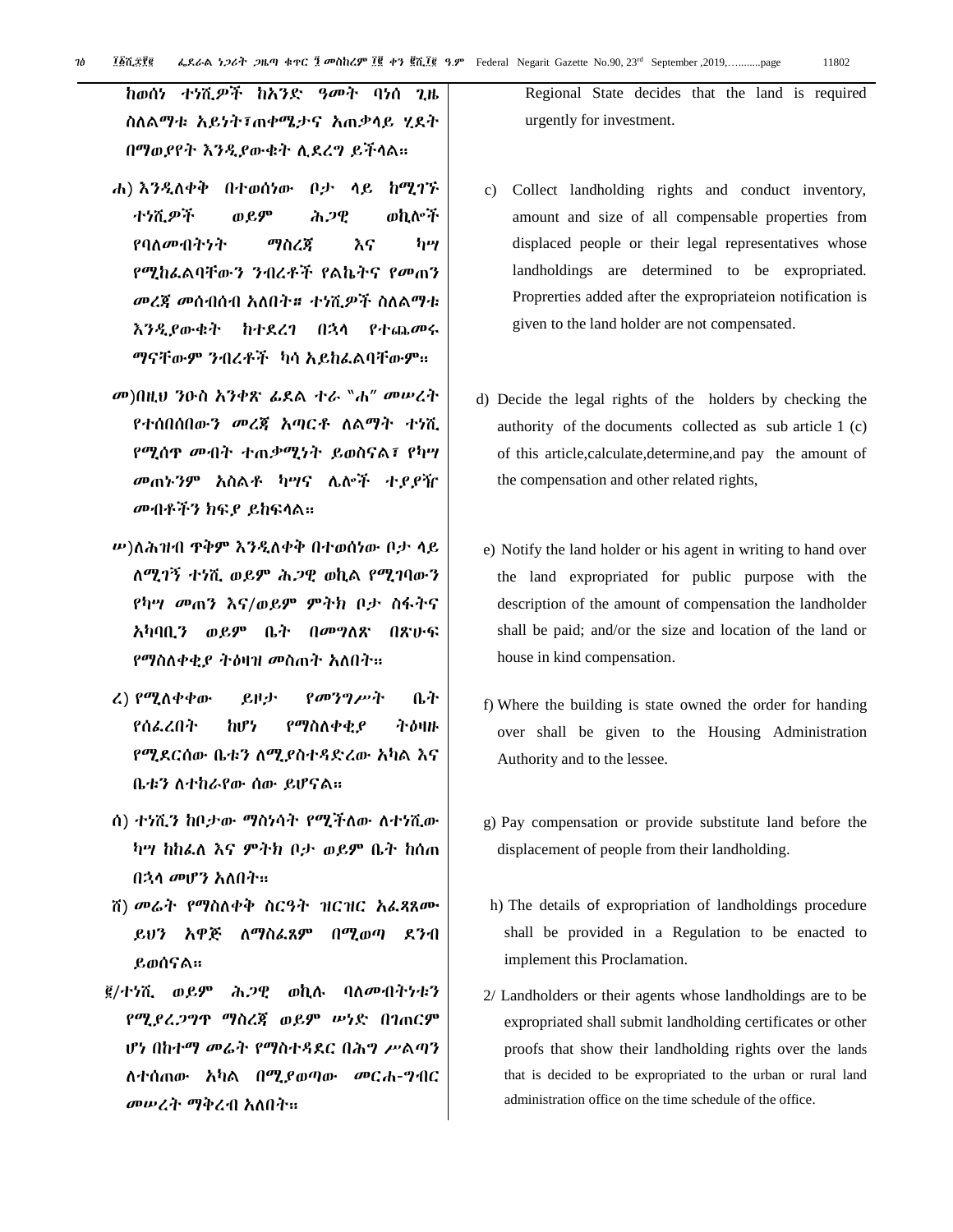ከወሰነ ተነሺዎች ከአንድ ዓመት ባነሰ ጊዜ ስለልማቱ አይነት፣ጠቀሜታና አጠቃላይ ሂደት በማወያየት እንዲያውቁት ሊደረግ ይችላል፡፡

ሐ) እንዲለቀቅ በተወሰነው ቦታ ላይ ከሚገኙ ተነሺዎች ወይም ሕጋዊ ወኪሎች የባለመብትነት ማስረጃ እና ካሣ የሚከፈልባቸውን ንብረቶች የልኬትና የመጠን መረጃ መሰብሰብ አለበት፡፡ ተነሺዎች ስለልማቱ እንዲያውቁት ከተደረገ በኋላ የተጨመሩ ማናቸውም ንብረቶች ካሳ አይከፈልባቸውም፡፡

መ)በዚህ ንዑስ አንቀጽ ፊደል ተራ "ሐ" መሠረት የተሰበሰበውን መረጃ አጣርቶ ለልማት ተነሺ የሚሰጥ መብት ተጠቃሚነት ይወስናል፣ የካሣ መጠኑንም አስልቶ ካሣና ሌሎች ተያያዥ መብቶችን ክፍያ ይከፍላል፡፡

ሠ)ለሕዝብ ጥቅም እንዲለቀቅ በተወሰነው ቦታ ላይ ለሚገኝ ተነሺ ወይም ሕጋዊ ወኪል የሚገባውን የካሣ መጠን እና/ወይም ምትክ ቦታ ስፋትና አካባቢን ወይም ቤት በመግለጽ በጽሁፍ የማስለቀቂያ ትዕዛዝ መስጠት አለበት፡፡

ረ) የሚለቀቀው ይዞታ የመንግሥት ቤት የሰፈረበት ከሆነ የማስለቀቂያ ትዕዛዙ የሚደርሰው ቤቱን ለሚያስተዳድረው አካል እና ቤቱን ለተከራየው ሰው ይሆናል፡፡

ሰ) ተነሺን ከቦታው ማስነሳት የሚችለው ለተነሺው ካሣ ከከፈለ እና ምትክ ቦታ ወይም ቤት ከሰጠ በኋላ መሆን አለበት፡፡

ሸ) መሬት የማስለቀቅ ስርዓት ዝርዝር አፈጻጸሙ ይህን አዋጅ ለማስፈጸም በሚወጣ ደንብ ይወሰናል፡፡

፪/ተነሺ ወይም ሕጋዊ ወኪሉ ባለመብትነቱን የሚያረጋግጥ ማስረጃ ወይም ሠነድ በገጠርም ሆነ በከተማ መሬት የማስተዳደር በሕግ ሥልጣን ለተሰጠው አካል በሚያወጣው መርሐ-ግብር መሠረት ማቅረብ አለበት፡፡

Regional State decides that the land is required urgently for investment.

c) Collect landholding rights and conduct inventory, amount and size of all compensable properties from displaced people or their legal representatives whose landholdings are determined to be expropriated. Proprerties added after the expropriateion notification is given to the land holder are not compensated.

d) Decide the legal rights of the holders by checking the authority of the documents collected as sub article 1 (c) of this article,calculate,determine,and pay the amount of the compensation and other related rights,

e) Notify the land holder or his agent in writing to hand over the land expropriated for public purpose with the description of the amount of compensation the landholder shall be paid; and/or the size and location of the land or house in kind compensation.

f) Where the building is state owned the order for handing over shall be given to the Housing Administration Authority and to the lessee.

g) Pay compensation or provide substitute land before the displacement of people from their landholding.

h) The details of expropriation of landholdings procedure shall be provided in a Regulation to be enacted to implement this Proclamation.

2/ Landholders or their agents whose landholdings are to be expropriated shall submit landholding certificates or other proofs that show their landholding rights over the lands that is decided to be expropriated to the urban or rural land administration office on the time schedule of the office.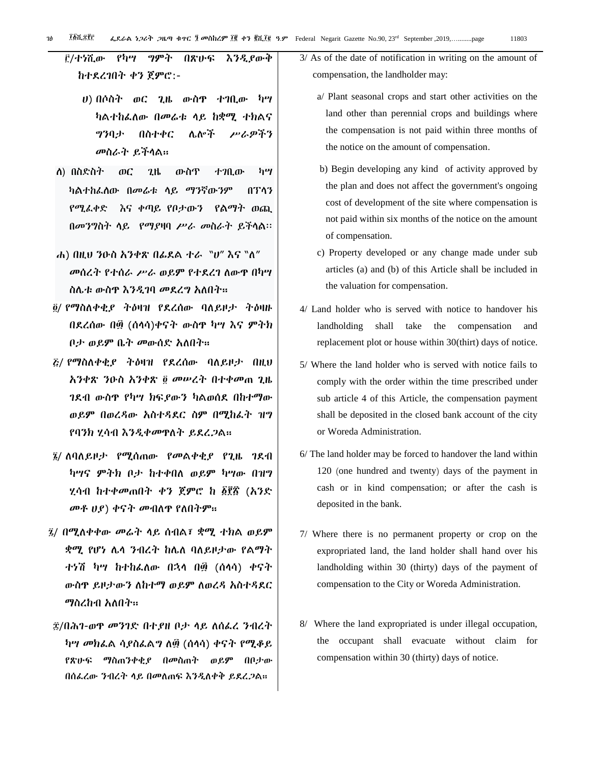፫/ተነሺው የካሣ ግምት በጽሁፍ እንዲያውቅ ከተደረገበት ቀን ጀምሮ:-

ሀ) በሶስት ወር ጊዜ ውስጥ ተገቢው ካሣ ካልተከፈለው በመሬቱ ላይ ከቋሚ ተክልና ግንባታ በስተቀር ሌሎች ሥራዎችን መስራት ይችላል።

ለ) በስድስት ወር ጊዜ ውስጥ ተገቢው ካሣ ካልተከፈለው በመሬቱ ላይ ማንኛውንም በፕላን የሚፈቀድ እና ቀጣይ የቦታውን የልማት ወጪ በመንግስት ላይ የማያዛባ ሥራ መስራት ይችላል፡፡

ሐ) በዚህ ንዑስ አንቀጽ በፊደል ተራ "ሀ" እና "ለ" መሰረት የተሰራ ሥራ ወይም የተደረገ ለውጥ በካሣ ስሌቱ ውስጥ እንዲገባ መደረግ አለበት።

፬/ የማስለቀቂያ ትዕዛዝ የደረሰው ባለይዞታ ትዕዛዙ በደረሰው በ፴ (ሰላሳ)ቀናት ውስጥ ካሣ እና ምትክ ቦታ ወይም ቤት መውሰድ አለበት።

፭/ የማስለቀቂያ ትዕዛዝ የደረሰው ባለይዞታ በዚህ አንቀጽ ንዑስ አንቀጽ ፬ መሠረት በተቀመጠ ጊዜ ገደብ ውስጥ የካሣ ክፍያውን ካልወሰደ በከተማው ወይም በወረዳው አስተዳደር ስም በሚከፈት ዝግ የባንክ ሂሳብ እንዲቀመጥለት ይደረጋል።

፮/ ለባለይዞታ የሚሰጠው የመልቀቂያ የጊዜ ገደብ ካሣና ምትክ ቦታ ከተቀበለ ወይም ካሣው በዝግ ሂሳብ ከተቀመጠበት ቀን ጀምሮ ከ ፩፻፳ (አንድ መቶ ሀያ) ቀናት መብለጥ የለበትም።

፯/ በሚለቀቀው መሬት ላይ ሰብል፣ ቋሚ ተክል ወይም ቋሚ የሆነ ሌላ ንብረት ከሌለ ባለይዞታው የልማት ተነሽ ካሣ ከተከፈለው በኋላ በ፴ (ሰላሳ) ቀናት ውስጥ ይዞታውን ለከተማ ወይም ለወረዳ አስተዳደር ማስረከብ አለበት።

፰/በሕገ-ወጥ መንገድ በተያዘ ቦታ ላይ ለሰፈረ ንብረት ካሣ መክፈል ሳያስፈልግ ለ፴ (ሰላሳ) ቀናት የሚቆይ የጽሁፍ ማስጠንቀቂያ በመስጠት ወይም በቦታው በሰፈረው ንብረት ላይ በመለጠፍ እንዲለቀቅ ይደረጋል።

3/ As of the date of notification in writing on the amount of compensation, the landholder may:

a/ Plant seasonal crops and start other activities on the land other than perennial crops and buildings where the compensation is not paid within three months of the notice on the amount of compensation.

b) Begin developing any kind of activity approved by the plan and does not affect the government's ongoing cost of development of the site where compensation is not paid within six months of the notice on the amount of compensation.

c) Property developed or any change made under sub articles (a) and (b) of this Article shall be included in the valuation for compensation.

4/ Land holder who is served with notice to handover his landholding shall take the compensation and replacement plot or house within 30(thirt) days of notice.

5/ Where the land holder who is served with notice fails to comply with the order within the time prescribed under sub article 4 of this Article, the compensation payment shall be deposited in the closed bank account of the city or Woreda Administration.

6/ The land holder may be forced to handover the land within 120 (one hundred and twenty) days of the payment in cash or in kind compensation; or after the cash is deposited in the bank.

7/ Where there is no permanent property or crop on the expropriated land, the land holder shall hand over his landholding within 30 (thirty) days of the payment of compensation to the City or Woreda Administration.

8/ Where the land expropriated is under illegal occupation, the occupant shall evacuate without claim for compensation within 30 (thirty) days of notice.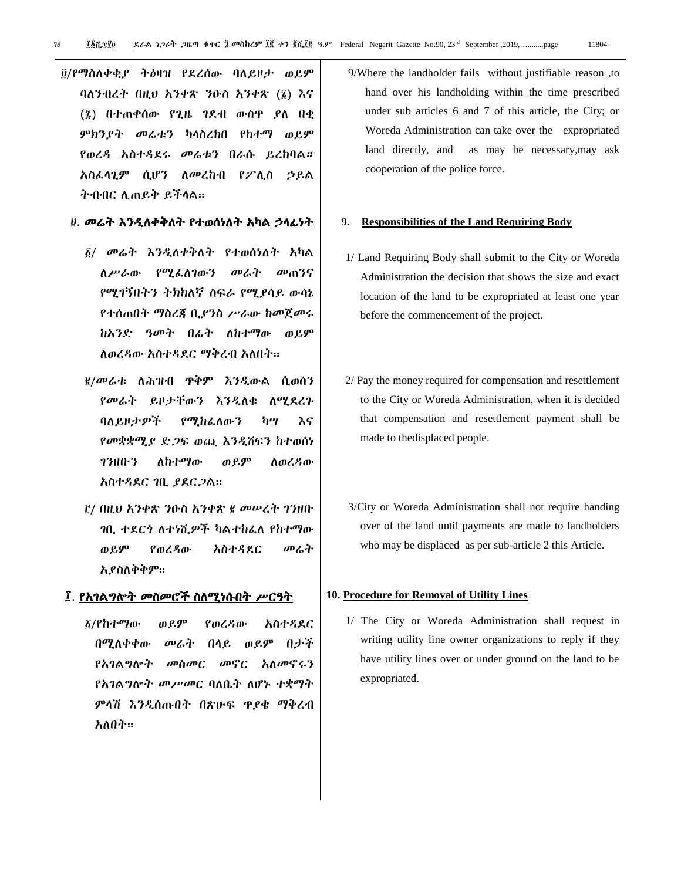፱/የማስለቀቂያ ትዕዛዝ የደረሰው ባለይዞታ ወይም ባለንብረት በዚህ አንቀጽ ንዑስ አንቀጽ (፯) እና (፯) በተጠቀሰው የጊዜ ገደብ ውስጥ ያለ በቂ ምክንያት መሬቱን ካላስረከበ የከተማ ወይም የወረዳ አስተዳደሩ መሬቱን በራሱ ይረከባል፡፡ አስፈላጊም ሲሆን ለመረከብ የፖሊስ ኃይል ትብብር ሊጠይቅ ይችላል፡፡

## ፱. መሬት እንዲለቀቅለት የተወሰነለት አካል ኃላፊነት

፩/ መሬት እንዲለቀቅለት የተወሰነለት አካል ለሥራው የሚፈለገውን መሬት መጠንና የሚገኝበትን ትክክለኛ ስፍራ የሚያሳይ ውሳኔ የተሰጠበት ማስረጃ ቢያንስ ሥራው ከመጀመሩ ከአንድ ዓመት በፊት ለከተማው ወይም ለወረዳው አስተዳደር ማቅረብ አለበት፡፡

፪/መሬቱ ለሕዝብ ጥቅም እንዲውል ሲወሰን የመሬት ይዞታቸውን እንዲለቁ ለሚደረጉ ባለይዞታዎች የሚከፈለውን ካሣ እና የመቋቋሚያ ድጋፍ ወጪ እንዲሸፍን ከተወሰነ ገንዘቡን ለከተማው ወይም ለወረዳው አስተዳደር ገቢ ያደርጋል፡፡

፫/ በዚህ አንቀጽ ንዑስ አንቀጽ ፪ መሠረት ገንዘቡ ገቢ ተደርጎ ለተነሺዎች ካልተከፈለ የከተማው ወይም የወረዳው አስተዳደር መሬት አያስለቅቅም፡፡

## ፲. የአገልግሎት መስመሮች ስለሚነሱበት ሥርዓት

፩/የከተማው ወይም የወረዳው አስተዳደር በሚለቀቀው መሬት በላይ ወይም በታች የአገልግሎት መስመር መኖር አለመኖሩን የአገልግሎት መሥመር ባለቤት ለሆኑ ተቋማት ምላሽ እንዲሰጡበት በጽሁፍ ጥያቄ ማቅረብ አለበት፡፡

9/Where the landholder fails without justifiable reason ,to hand over his landholding within the time prescribed under sub articles 6 and 7 of this article, the City; or Woreda Administration can take over the expropriated land directly, and as may be necessary,may ask cooperation of the police force.

## 9. Responsibilities of the Land Requiring Body

1/ Land Requiring Body shall submit to the City or Woreda Administration the decision that shows the size and exact location of the land to be expropriated at least one year before the commencement of the project.

2/ Pay the money required for compensation and resettlement to the City or Woreda Administration, when it is decided that compensation and resettlement payment shall be made to thedisplaced people.

3/City or Woreda Administration shall not require handing over of the land until payments are made to landholders who may be displaced as per sub-article 2 this Article.

## 10. Procedure for Removal of Utility Lines

1/ The City or Woreda Administration shall request in writing utility line owner organizations to reply if they have utility lines over or under ground on the land to be expropriated.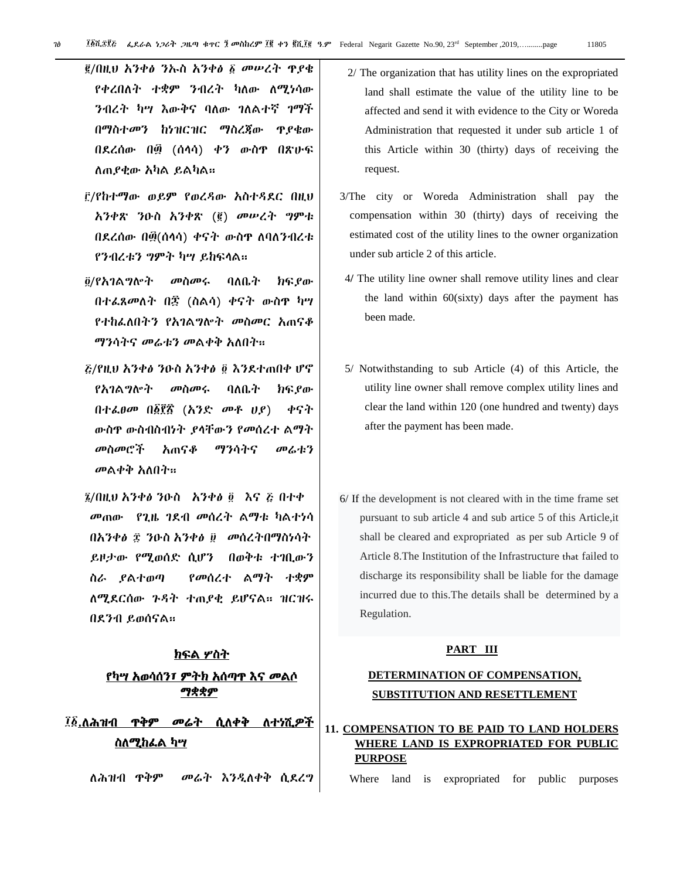፪/በዚህ አንቀፅ ንኡስ አንቀፅ ፩ መሠረት ጥያቄ የቀረበለት ተቋም ንብረት ካለው ለሚነሳው ንብረት ካሣ እውቅና ባለው ገለልተኛ ገማች በማስተመን ከነዝርዝር ማስረጃው ጥያቄው በደረሰው በ፴ (ሰላሳ) ቀን ውስጥ በጽሁፍ ለጠያቂው አካል ይልካል።

፫/የከተማው ወይም የወረዳው አስተዳደር በዚህ አንቀጽ ንዑስ አንቀጽ (፪) መሠረት ግምቱ በደረሰው በ፴(ሰላሳ) ቀናት ውስጥ ለባለንብረቱ የንብረቱን ግምት ካሣ ይከፍላል።

፬/የአገልግሎት መስመሩ ባለቤት ክፍያው በተፈጸመለት በ፷ (ስልሳ) ቀናት ውስጥ ካሣ የተከፈለበትን የአገልግሎት መስመር አጠናቆ ማንሳትና መሬቱን መልቀቅ አለበት።

፭/የዚህ አንቀፅ ንዑስ አንቀፅ ፬ እንደተጠበቀ ሆኖ የአገልግሎት መስመሩ ባለቤት ክፍያው በተፈፀመ በ፩፻፳ (አንድ መቶ ሀያ) ቀናት ውስጥ ውስብስብነት ያላቸውን የመሰረተ ልማት መስመሮች አጠናቆ ማንሳትና መሬቱን መልቀቅ አለበት።

፮/በዚህ አንቀፅ ንዑስ አንቀፅ ፬ እና ፭ በተቀ መጠው የጊዜ ገደብ መሰረተ ልማቱ ካልተነሳ በአንቀፅ ፰ ንዑስ አንቀፅ ፱ መሰረተበማስነሳት ይዞታው የሚወሰድ ሲሆን በወቅቱ ተገቢውን ስራ ያልተወጣ የመሰረተ ልማት ተቋም ለሚደርሰው ጉዳት ተጠያቂ ይሆናል። ዝርዝሩ በደንብ ይወሰናል።

## ክፍል ሦስት

## የካሣ አወሳሰን፣ ምትክ አሰጣጥ እና መልሶ ማቋቋም

### ፲፩.ለሕዝብ ጥቅም መሬት ሲለቀቅ ለተነሺዎች ስለሚከፈል ካሣ

ለሕዝብ ጥቅም መሬት እንዲለቀቅ ሲደረግ

2/ The organization that has utility lines on the expropriated land shall estimate the value of the utility line to be affected and send it with evidence to the City or Woreda Administration that requested it under sub article 1 of this Article within 30 (thirty) days of receiving the request.

3/The city or Woreda Administration shall pay the compensation within 30 (thirty) days of receiving the estimated cost of the utility lines to the owner organization under sub article 2 of this article.

4/ The utility line owner shall remove utility lines and clear the land within 60(sixty) days after the payment has been made.

5/ Notwithstanding to sub Article (4) of this Article, the utility line owner shall remove complex utility lines and clear the land within 120 (one hundred and twenty) days after the payment has been made.

6/ If the development is not cleared with in the time frame set pursuant to sub article 4 and sub artice 5 of this Article,it shall be cleared and expropriated as per sub Article 9 of Article 8.The Institution of the Infrastructure that failed to discharge its responsibility shall be liable for the damage incurred due to this.The details shall be determined by a Regulation.

## PART III

## DETERMINATION OF COMPENSATION, SUBSTITUTION AND RESETTLEMENT

### 11. COMPENSATION TO BE PAID TO LAND HOLDERS WHERE LAND IS EXPROPRIATED FOR PUBLIC PURPOSE

Where land is expropriated for public purposes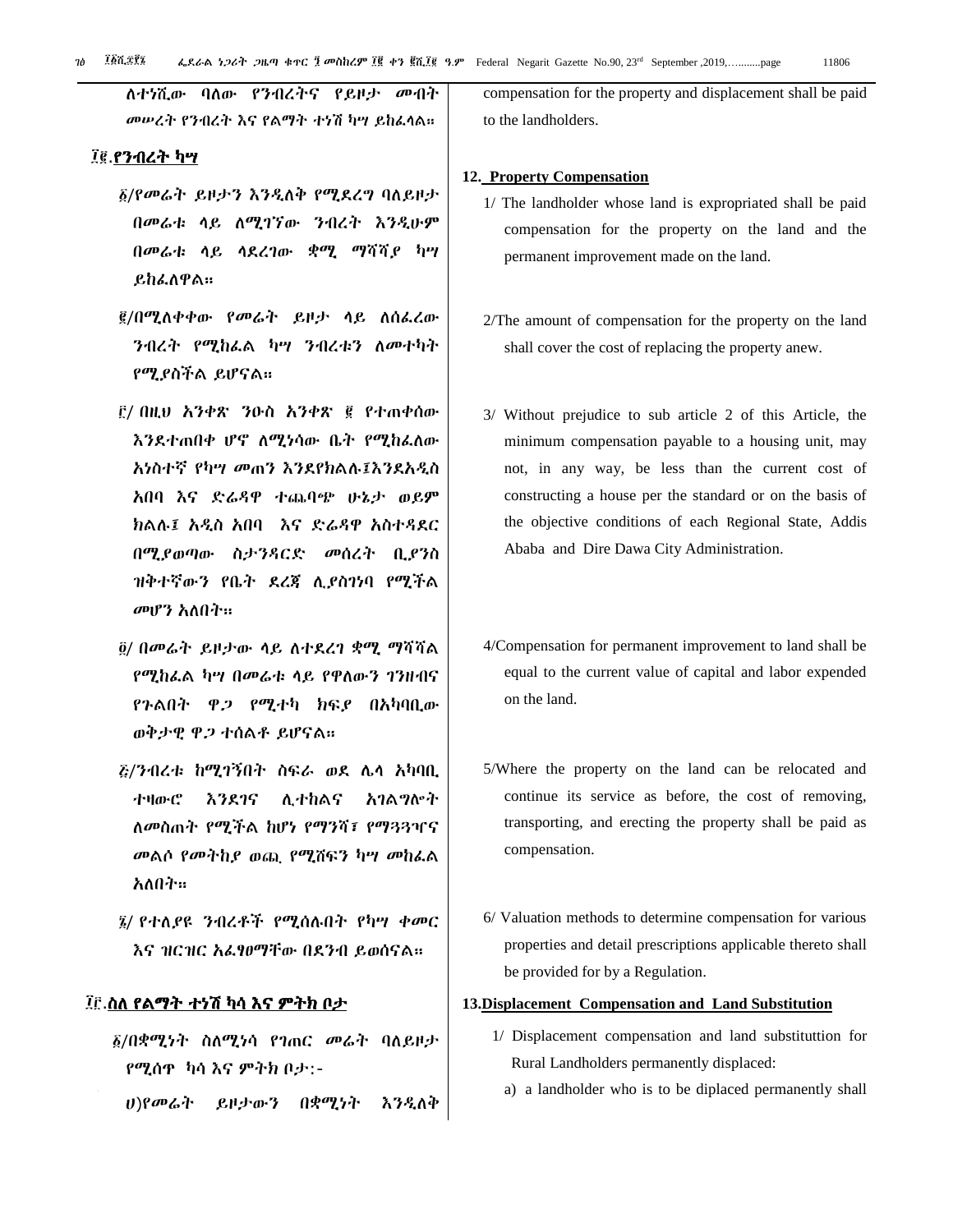ለተነሺው ባለው የንብረትና የይዞታ መብት መሠረት የንብረት እና የልማት ተነሽ ካሣ ይከፈላል።

## ፲፪.የንብረት ካሣ

፩/የመሬት ይዞታን እንዲለቅ የሚደረግ ባለይዞታ በመሬቱ ላይ ለሚገኘው ንብረት እንዲሁም በመሬቱ ላይ ላደረገው ቋሚ ማሻሻያ ካሣ ይከፈለዋል።

፪/በሚለቀቀው የመሬት ይዞታ ላይ ለሰፈረው ንብረት የሚከፈል ካሣ ንብረቱን ለመተካት የሚያስችል ይሆናል።

፫/ በዚህ አንቀጽ ንዑስ አንቀጽ ፪ የተጠቀሰው እንደተጠበቀ ሆኖ ለሚነሳው ቤት የሚከፈለው አነስተኛ የካሣ መጠን እንደየክልሉ፤እንደአዲስ አበባ እና ድሬዳዋ ተጨባጭ ሁኔታ ወይም ክልሉ፤ አዲስ አበባ እና ድሬዳዋ አስተዳደር በሚያወጣው ስታንዳርድ መሰረት ቢያንስ ዝቅተኛውን የቤት ደረጃ ሊያስገነባ የሚችል መሆን አለበት።

፬/ በመሬት ይዞታው ላይ ለተደረገ ቋሚ ማሻሻል የሚከፈል ካሣ በመሬቱ ላይ የዋለውን ገንዘብና የጉልበት ዋጋ የሚተካ ክፍያ በአካባቢው ወቅታዊ ዋጋ ተሰልቶ ይሆናል።

፭/ንብረቱ ከሚገኝበት ስፍራ ወደ ሌላ አካባቢ ተዛውሮ እንደገና ሊተከልና አገልግሎት ለመስጠት የሚችል ከሆነ የማንሻ፣ የማጓጓዣና መልሶ የመትከያ ወጪ የሚሸፍን ካሣ መከፈል አለበት።

፮/ የተለያዩ ንብረቶች የሚሰሉበት የካሣ ቀመር እና ዝርዝር አፈፃፀማቸው በደንብ ይወሰናል።

## ፲፫.ስለ የልማት ተነሽ ካሳ እና ምትክ ቦታ

፩/በቋሚነት ስለሚነሳ የገጠር መሬት ባለይዞታ የሚሰጥ ካሳ እና ምትክ ቦታ:-

ሀ)የመሬት ይዞታውን በቋሚነት እንዲለቅ

compensation for the property and displacement shall be paid to the landholders.

## 12. Property Compensation

1/ The landholder whose land is expropriated shall be paid compensation for the property on the land and the permanent improvement made on the land.

2/The amount of compensation for the property on the land shall cover the cost of replacing the property anew.

3/ Without prejudice to sub article 2 of this Article, the minimum compensation payable to a housing unit, may not, in any way, be less than the current cost of constructing a house per the standard or on the basis of the objective conditions of each Regional State, Addis Ababa and Dire Dawa City Administration.

4/Compensation for permanent improvement to land shall be equal to the current value of capital and labor expended on the land.

5/Where the property on the land can be relocated and continue its service as before, the cost of removing, transporting, and erecting the property shall be paid as compensation.

6/ Valuation methods to determine compensation for various properties and detail prescriptions applicable thereto shall be provided for by a Regulation.

## 13.Displacement Compensation and Land Substitution

1/ Displacement compensation and land substituttion for Rural Landholders permanently displaced:

a) a landholder who is to be diplaced permanently shall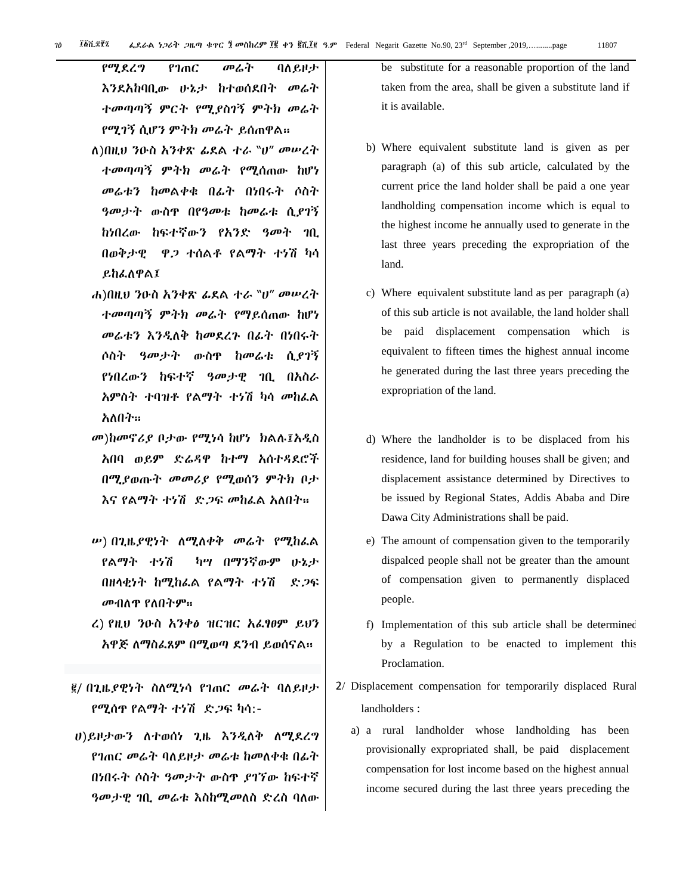የሚደረግ የገጠር መሬት ባለይዞታ እንደአከባቢው ሁኔታ ከተወሰደበት መሬት ተመጣጣኝ ምርት የሚያስገኝ ምትክ መሬት የሚገኝ ሲሆን ምትክ መሬት ይሰጠዋል።

ለ)በዚህ ንዑስ አንቀጽ ፊደል ተራ "ሀ" መሠረት ተመጣጣኝ ምትክ መሬት የሚሰጠው ከሆነ መሬቱን ከመልቀቁ በፊት በነበሩት ሶስት ዓመታት ውስጥ በየዓመቱ ከመሬቱ ሲያገኝ ከነበረው ከፍተኛውን የአንድ ዓመት ገቢ በወቅታዊ ዋጋ ተሰልቶ የልማት ተነሽ ካሳ ይከፈለዋል፤

ሐ)በዚህ ንዑስ አንቀጽ ፊደል ተራ "ሀ" መሠረት ተመጣጣኝ ምትክ መሬት የማይሰጠው ከሆነ መሬቱን እንዲለቅ ከመደረጉ በፊት በነበሩት ሶስት ዓመታት ውስጥ ከመሬቱ ሲያገኝ የነበረውን ከፍተኛ ዓመታዊ ገቢ በአስራ አምስት ተባዝቶ የልማት ተነሽ ካሳ መከፈል አለበት።

መ)ከመኖሪያ ቦታው የሚነሳ ከሆነ ክልሉ፤አዲስ አበባ ወይም ድሬዳዋ ከተማ አስተዳደሮች በሚያወጡት መመሪያ የሚወሰን ምትክ ቦታ እና የልማት ተነሽ ድጋፍ መከፈል አለበት።

ሠ) በጊዜያዊነት ለሚለቀቅ መሬት የሚከፈል የልማት ተነሽ ካሣ በማንኛውም ሁኔታ በዘላቂነት ከሚከፈል የልማት ተነሽ ድጋፍ መብለጥ የለበትም።

ረ) የዚህ ንዑስ አንቀፅ ዝርዝር አፈፃፀም ይህን አዋጅ ለማስፈጸም በሚወጣ ደንብ ይወሰናል።

፪/ በጊዜያዊነት ስለሚነሳ የገጠር መሬት ባለይዞታ የሚሰጥ የልማት ተነሽ ድጋፍ ካሳ:-

ሀ)ይዞታውን ለተወሰነ ጊዜ እንዲለቅ ለሚደረግ የገጠር መሬት ባለይዞታ መሬቱ ከመለቀቁ በፊት በነበሩት ሶስት ዓመታት ውስጥ ያገኘው ከፍተኛ ዓመታዊ ገቢ መሬቱ እስከሚመለስ ድረስ ባለው

be substitute for a reasonable proportion of the land taken from the area, shall be given a substitute land if it is available.

b) Where equivalent substitute land is given as per paragraph (a) of this sub article, calculated by the current price the land holder shall be paid a one year landholding compensation income which is equal to the highest income he annually used to generate in the last three years preceding the expropriation of the land.

c) Where equivalent substitute land as per paragraph (a) of this sub article is not available, the land holder shall be paid displacement compensation which is equivalent to fifteen times the highest annual income he generated during the last three years preceding the expropriation of the land.

d) Where the landholder is to be displaced from his residence, land for building houses shall be given; and displacement assistance determined by Directives to be issued by Regional States, Addis Ababa and Dire Dawa City Administrations shall be paid.

e) The amount of compensation given to the temporarily dispalced people shall not be greater than the amount of compensation given to permanently displaced people.

f) Implementation of this sub article shall be determined by a Regulation to be enacted to implement this Proclamation.

2/ Displacement compensation for temporarily displaced Rural landholders :

a) a rural landholder whose landholding has been provisionally expropriated shall, be paid displacement compensation for lost income based on the highest annual income secured during the last three years preceding the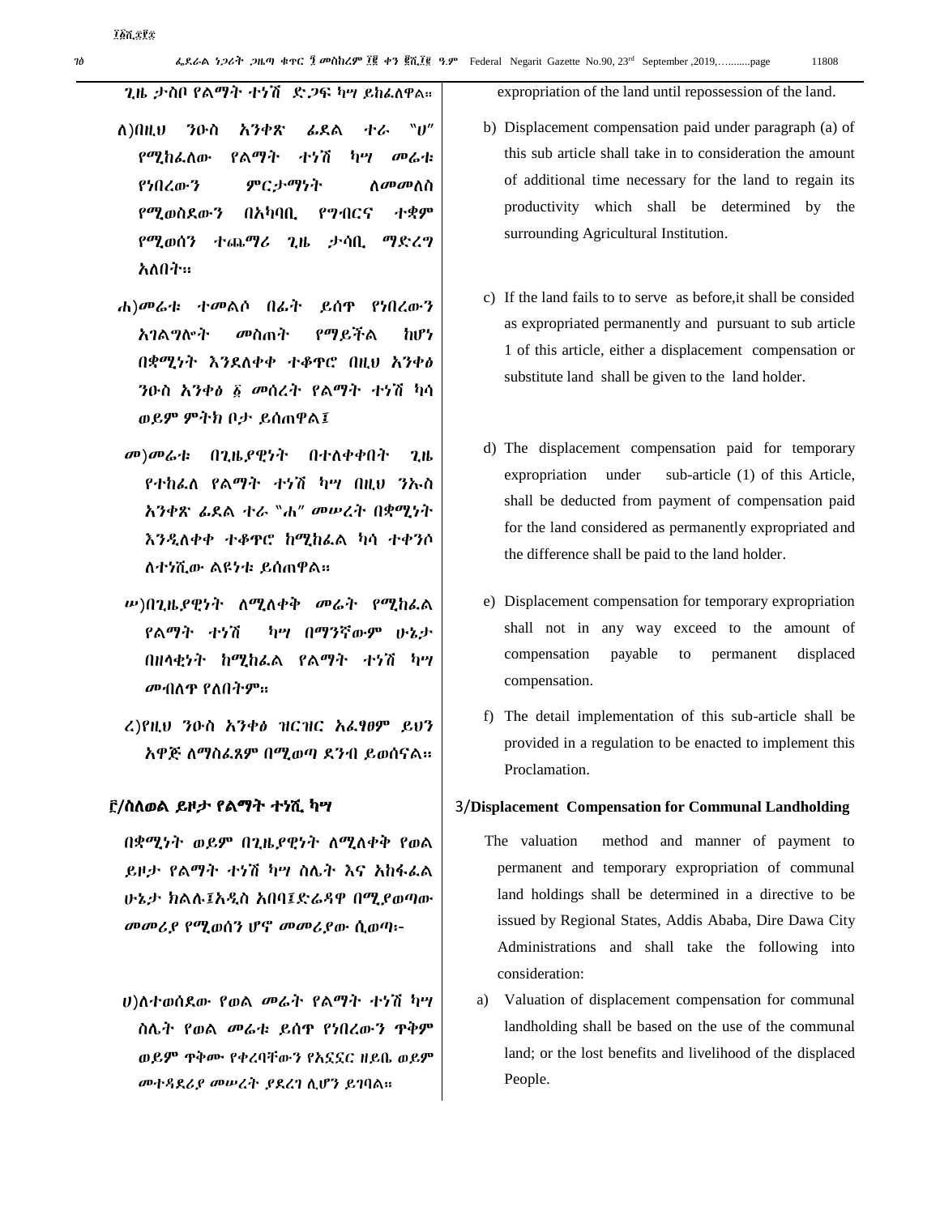ጊዜ ታስቦ የልማት ተነሽ ድጋፍ ካሣ ይከፈለዋል።

ለ)በዚህ ንዑስ አንቀጽ ፊደል ተራ "ሀ" የሚከፈለው የልማት ተነሽ ካሣ መሬቱ የነበረውን ምርታማነት ለመመለስ የሚወስደውን በአካባቢ የግብርና ተቋም የሚወሰን ተጨማሪ ጊዜ ታሳቢ ማድረግ አለበት።

ሐ)መሬቱ ተመልሶ በፊት ይሰጥ የነበረውን አገልግሎት መስጠት የማይችል ከሆነ በቋሚነት እንደለቀቀ ተቆጥሮ በዚህ አንቀፅ ንዑስ አንቀፅ ፩ መሰረት የልማት ተነሽ ካሳ ወይም ምትክ ቦታ ይሰጠዋል፤

መ)መሬቱ በጊዜያዊነት በተለቀቀበት ጊዜ የተከፈለ የልማት ተነሽ ካሣ በዚህ ንኡስ አንቀጽ ፊደል ተራ "ሐ" መሠረት በቋሚነት እንዲለቀቀ ተቆጥሮ ከሚከፈል ካሳ ተቀንሶ ለተነሺው ልዩነቱ ይሰጠዋል።

ሠ)በጊዜያዊነት ለሚለቀቅ መሬት የሚከፈል የልማት ተነሽ ካሣ በማንኛውም ሁኔታ በዘላቂነት ከሚከፈል የልማት ተነሽ ካሣ መብለጥ የለበትም።

ረ)የዚህ ንዑስ አንቀፅ ዝርዝር አፈፃፀም ይህን አዋጅ ለማስፈጸም በሚወጣ ደንብ ይወሰናል።

### ፫/ስለወል ይዞታ የልማት ተነሺ ካሣ

በቋሚነት ወይም በጊዜያዊነት ለሚለቀቅ የወል ይዞታ የልማት ተነሽ ካሣ ስሌት እና አከፋፈል ሁኔታ ክልሉ፤አዲስ አበባ፤ድሬዳዋ በሚያወጣው መመሪያ የሚወሰን ሆኖ መመሪያው ሲወጣ፡-

ሀ)ለተወሰደው የወል መሬት የልማት ተነሽ ካሣ ስሌት የወል መሬቱ ይሰጥ የነበረውን ጥቅም ወይም ጥቅሙ የቀረባቸውን የአኗኗር ዘይቤ ወይም መተዳደሪያ መሠረት ያደረገ ሊሆን ይገባል።

expropriation of the land until repossession of the land.

b) Displacement compensation paid under paragraph (a) of this sub article shall take in to consideration the amount of additional time necessary for the land to regain its productivity which shall be determined by the surrounding Agricultural Institution.

c) If the land fails to to serve as before,it shall be consided as expropriated permanently and pursuant to sub article 1 of this article, either a displacement compensation or substitute land shall be given to the land holder.

d) The displacement compensation paid for temporary expropriation under sub-article (1) of this Article, shall be deducted from payment of compensation paid for the land considered as permanently expropriated and the difference shall be paid to the land holder.

e) Displacement compensation for temporary expropriation shall not in any way exceed to the amount of compensation payable to permanent displaced compensation.

f) The detail implementation of this sub-article shall be provided in a regulation to be enacted to implement this Proclamation.

### 3/Displacement Compensation for Communal Landholding

The valuation method and manner of payment to permanent and temporary expropriation of communal land holdings shall be determined in a directive to be issued by Regional States, Addis Ababa, Dire Dawa City Administrations and shall take the following into consideration:

a) Valuation of displacement compensation for communal landholding shall be based on the use of the communal land; or the lost benefits and livelihood of the displaced People.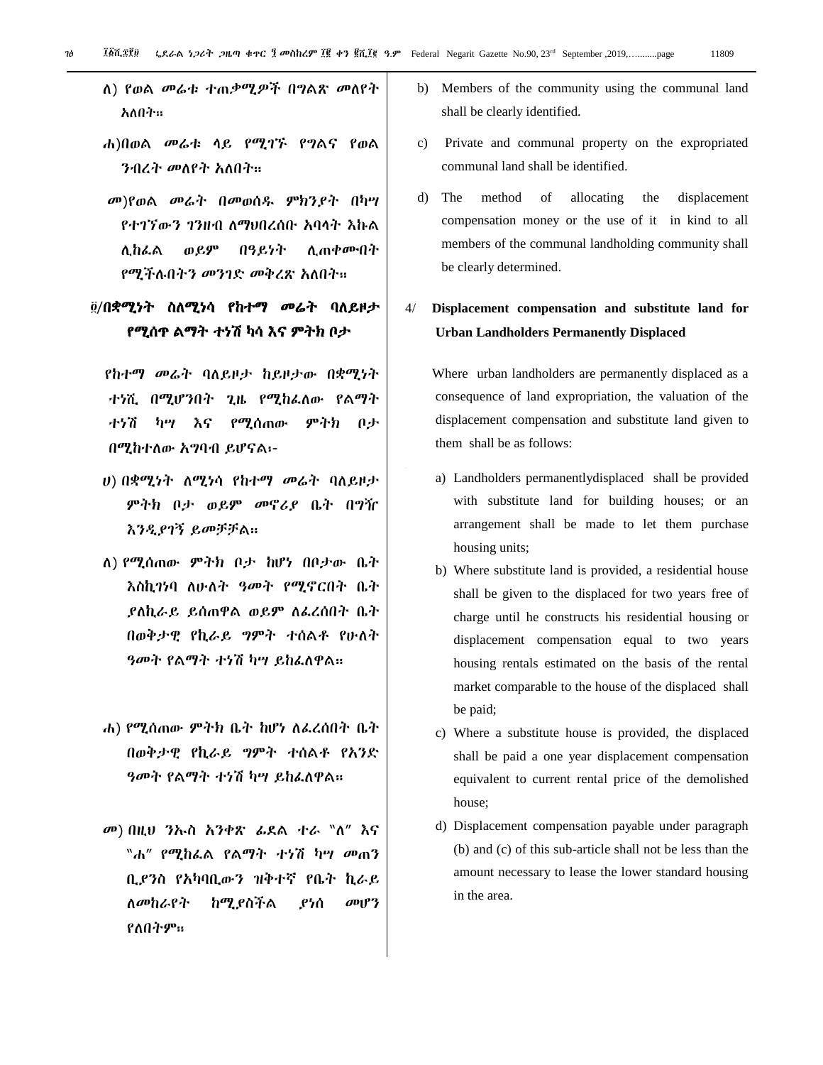ለ) የወል መሬቱ ተጠቃሚዎች በግልጽ መለየት አለበት።

ሐ)በወል መሬቱ ላይ የሚገኙ የግልና የወል ንብረት መለየት አለበት።

መ)የወል መሬት በመወሰዱ ምክንያት በካሣ የተገኘውን ገንዘብ ለማህበረሰቡ አባላት እኩል ሊከፈል ወይም በዓይነት ሊጠቀሙበት የሚችሉበትን መንገድ መቀረጽ አለበት።

**፬/በቋሚነት ስለሚነሳ የከተማ መሬት ባለይዞታ የሚሰጥ ልማት ተነሽ ካሳ እና ምትክ ቦታ**

የከተማ መሬት ባለይዞታ ከይዞታው በቋሚነት ተነሺ በሚሆንበት ጊዜ የሚከፈለው የልማት ተነሽ ካሣ እና የሚሰጠው ምትክ ቦታ በሚከተለው አግባብ ይሆናል፡-

ሀ) በቋሚነት ለሚነሳ የከተማ መሬት ባለይዞታ ምትክ ቦታ ወይም መኖሪያ ቤት በግዥ እንዲያገኝ ይመቻቻል።

ለ) የሚሰጠው ምትክ ቦታ ከሆነ በቦታው ቤት እስኪገነባ ለሁለት ዓመት የሚኖርበት ቤት ያለኪራይ ይሰጠዋል ወይም ለፈረሰበት ቤት በወቅታዊ የኪራይ ግምት ተሰልቶ የሁለት ዓመት የልማት ተነሽ ካሣ ይከፈለዋል።

ሐ) የሚሰጠው ምትክ ቤት ከሆነ ለፈረሰበት ቤት በወቅታዊ የኪራይ ግምት ተሰልቶ የአንድ ዓመት የልማት ተነሽ ካሣ ይከፈለዋል።

መ) በዚህ ንኡስ አንቀጽ ፊደል ተራ "ለ" እና "ሐ" የሚከፈል የልማት ተነሽ ካሣ መጠን ቢያንስ የአካባቢውን ዝቅተኛ የቤት ኪራይ ለመከራየት ከሚያስችል ያነሰ መሆን የለበትም።

b) Members of the community using the communal land shall be clearly identified.

c) Private and communal property on the expropriated communal land shall be identified.

d) The method of allocating the displacement compensation money or the use of it in kind to all members of the communal landholding community shall be clearly determined.

4/ **Displacement compensation and substitute land for Urban Landholders Permanently Displaced**

Where urban landholders are permanently displaced as a consequence of land expropriation, the valuation of the displacement compensation and substitute land given to them shall be as follows:

a) Landholders permanentlydisplaced shall be provided with substitute land for building houses; or an arrangement shall be made to let them purchase housing units;

b) Where substitute land is provided, a residential house shall be given to the displaced for two years free of charge until he constructs his residential housing or displacement compensation equal to two years housing rentals estimated on the basis of the rental market comparable to the house of the displaced shall be paid;

c) Where a substitute house is provided, the displaced shall be paid a one year displacement compensation equivalent to current rental price of the demolished house;

d) Displacement compensation payable under paragraph (b) and (c) of this sub-article shall not be less than the amount necessary to lease the lower standard housing in the area.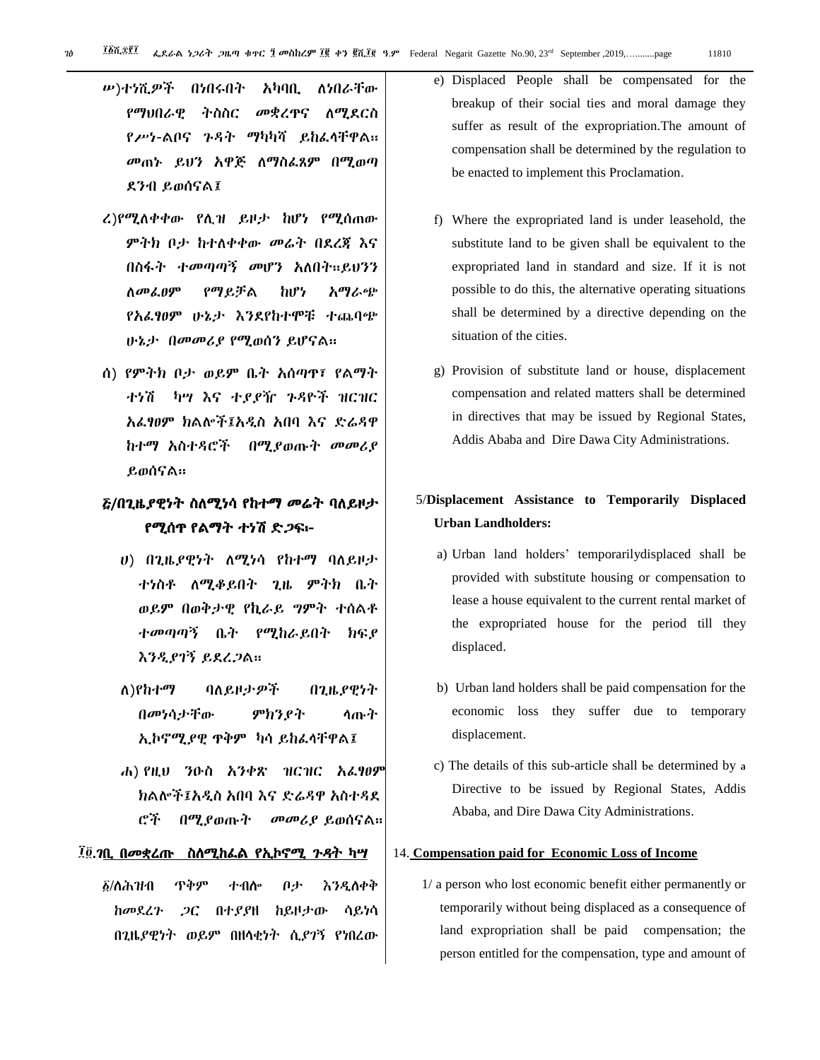ሠ)ተነሺዎች በነበሩበት አካባቢ ለነበራቸው የማህበራዊ ትስስር መቋረጥና ለሚደርስ የሥነ-ልቦና ጉዳት ማካካሻ ይከፈላቸዋል። መጠኑ ይህን አዋጅ ለማስፈጸም በሚወጣ ደንብ ይወሰናል፤

ረ)የሚለቀቀው የሊዝ ይዞታ ከሆነ የሚሰጠው ምትክ ቦታ ከተለቀቀው መሬት በደረጃ እና በስፋት ተመጣጣኝ መሆን አለበት።ይህንን ለመፈፀም የማይቻል ከሆነ አማራጭ የአፈፃፀም ሁኔታ እንደየከተሞቹ ተጨባጭ ሁኔታ በመመሪያ የሚወሰን ይሆናል።

ሰ) የምትክ ቦታ ወይም ቤት አሰጣጥ፣ የልማት ተነሽ ካሣ እና ተያያዥ ጉዳዮች ዝርዝር አፈፃፀም ክልሎች፤አዲስ አበባ እና ድሬዳዋ ከተማ አስተዳሮች በሚያወጡት መመሪያ ይወሰናል።

**፭/በጊዜያዊነት ስለሚነሳ የከተማ መሬት ባለይዞታ የሚሰጥ የልማት ተነሽ ድጋፍ፡-**

ሀ) በጊዜያዊነት ለሚነሳ የከተማ ባለይዞታ ተነስቶ ለሚቆይበት ጊዜ ምትክ ቤት ወይም በወቅታዊ የኪራይ ግምት ተሰልቶ ተመጣጣኝ ቤት የሚከራይበት ክፍያ እንዲያገኝ ይደረጋል።

ለ)የከተማ ባለይዞታዎች በጊዜያዊነት በመነሳታቸው ምክንያት ላጡት ኢኮኖሚያዊ ጥቅም ካሳ ይከፈላቸዋል፤

ሐ) የዚህ ንዑስ አንቀጽ ዝርዝር አፈፃፀም ክልሎች፤አዲስ አበባ እና ድሬዳዋ አስተዳደሮች በሚያወጡት መመሪያ ይወሰናል።

**፲፬.<u>ገቢ በመቋረጡ ስለሚከፈል የኢኮኖሚ ጉዳት ካሣ</u>**

፩/ለሕዝብ ጥቅም ተብሎ ቦታ እንዲለቀቅ ከመደረጉ ጋር በተያያዘ ከይዞታው ሳይነሳ በጊዜያዊነት ወይም በዘላቂነት ሲያገኝ የነበረው

e) Displaced People shall be compensated for the breakup of their social ties and moral damage they suffer as result of the expropriation.The amount of compensation shall be determined by the regulation to be enacted to implement this Proclamation.

f) Where the expropriated land is under leasehold, the substitute land to be given shall be equivalent to the expropriated land in standard and size. If it is not possible to do this, the alternative operating situations shall be determined by a directive depending on the situation of the cities.

g) Provision of substitute land or house, displacement compensation and related matters shall be determined in directives that may be issued by Regional States, Addis Ababa and Dire Dawa City Administrations.

5/**Displacement Assistance to Temporarily Displaced Urban Landholders:**

a) Urban land holders' temporarilydisplaced shall be provided with substitute housing or compensation to lease a house equivalent to the current rental market of the expropriated house for the period till they displaced.

b) Urban land holders shall be paid compensation for the economic loss they suffer due to temporary displacement.

c) The details of this sub-article shall be determined by a Directive to be issued by Regional States, Addis Ababa, and Dire Dawa City Administrations.

14. **<u>Compensation paid for Economic Loss of Income</u>**

1/ a person who lost economic benefit either permanently or temporarily without being displaced as a consequence of land expropriation shall be paid compensation; the person entitled for the compensation, type and amount of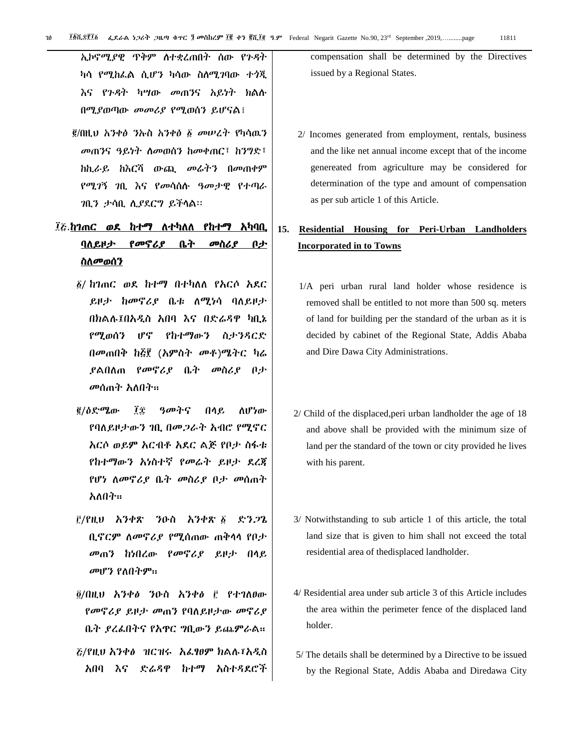ኢኮኖሚያዊ ጥቅም ለተቋረጠበት ሰው የጉዳት ካሳ የሚከፈል ሲሆን ካሳው ስለሚገባው ተጎጂ እና የጉዳት ካሣው መጠንና አይነት ክልሉ በሚያወጣው መመሪያ የሚወሰን ይሆናል፤

፪/በዚህ አንቀፅ ንኡስ አንቀፅ ፩ መሠረት የካሳዉን መጠንና ዓይነት ለመወሰን ከመቀጠር፣ ከንግድ፣ ከኪራይ ከእርሻ ውጪ መሬትን በመጠቀም የሚገኝ ገቢ እና የመሳሰሉ ዓመታዊ የተጣራ ገቢን ታሳቢ ሊያደርግ ይችላል፡፡

compensation shall be determined by the Directives issued by a Regional States.

2/ Incomes generated from employment, rentals, business and the like net annual income except that of the income genereated from agriculture may be considered for determination of the type and amount of compensation as per sub article 1 of this Article.

## ፲፭.ከገጠር ወደ ከተማ ለተካለለ የከተማ አካባቢ ባለይዞታ የመኖሪያ ቤት መስሪያ ቦታ ስለመወሰን

፩/ ከገጠር ወደ ከተማ በተካለለ የአርሶ አደር ይዞታ ከመኖሪያ ቤቱ ለሚነሳ ባለይዞታ በክልሉ፣በአዲስ አበባ እና በድሬዳዋ ካቢኔ የሚወሰን ሆኖ የከተማውን ስታንዳርድ በመጠበቅ ከ፭፻ (አምስት መቶ)ሜትር ካሬ ያልበለጠ የመኖሪያ ቤት መስሪያ ቦታ መሰጠት አለበት።

፪/ዕድሜው ፲፰ ዓመትና በላይ ለሆነው የባለይዞታውን ገቢ በመጋራት አብሮ የሚኖር አርሶ ወይም አርብቶ አደር ልጅ የቦታ ስፋቱ የከተማውን አነስተኛ የመሬት ይዞታ ደረጃ የሆነ ለመኖሪያ ቤት መስሪያ ቦታ መሰጠት አለበት።

፫/የዚህ አንቀጽ ንዑስ አንቀጽ ፩ ድንጋጌ ቢኖርም ለመኖሪያ የሚሰጠው ጠቅላላ የቦታ መጠን ከነበረው የመኖሪያ ይዞታ በላይ መሆን የለበትም።

፬/በዚህ አንቀፅ ንዑስ አንቀፅ ፫ የተገለፀው የመኖሪያ ይዞታ መጠን የባለይዞታው መኖሪያ ቤት ያረፈበትና የአጥር ግቢውን ይጨምራል።

፭/የዚህ አንቀፅ ዝርዝሩ አፈፃፀም ክልሉ፣አዲስ አበባ እና ድሬዳዋ ከተማ አስተዳደሮች

## 15. Residential Housing for Peri-Urban Landholders Incorporated in to Towns

1/A peri urban rural land holder whose residence is removed shall be entitled to not more than 500 sq. meters of land for building per the standard of the urban as it is decided by cabinet of the Regional State, Addis Ababa and Dire Dawa City Administrations.

2/ Child of the displaced,peri urban landholder the age of 18 and above shall be provided with the minimum size of land per the standard of the town or city provided he lives with his parent.

3/ Notwithstanding to sub article 1 of this article, the total land size that is given to him shall not exceed the total residential area of thedisplaced landholder.

4/ Residential area under sub article 3 of this Article includes the area within the perimeter fence of the displaced land holder.

5/ The details shall be determined by a Directive to be issued by the Regional State, Addis Ababa and Diredawa City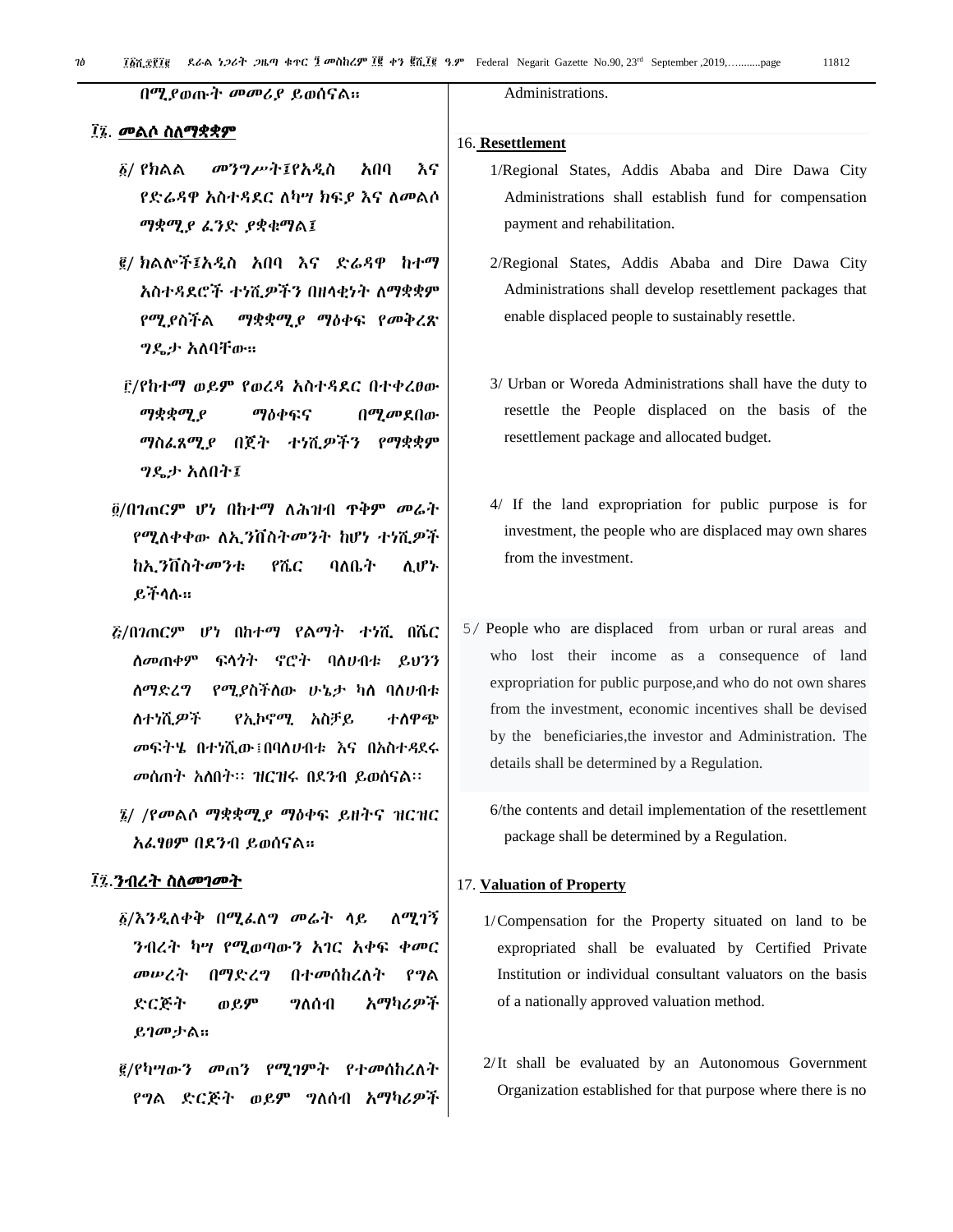በሚያወጡት መመሪያ ይወሰናል፡፡

### ፲፮. መልሶ ስለማቋቋም

፩/ የክልል መንግሥት፤የአዲስ አበባ እና የድሬዳዋ አስተዳደር ለካሣ ክፍያ እና ለመልሶ ማቋቋሚያ ፈንድ ያቋቁማል፤

፪/ ክልሎች፤አዲስ አበባ እና ድሬዳዋ ከተማ አስተዳደሮች ተነሺዎችን በዘላቂነት ለማቋቋም የሚያስችል ማቋቋሚያ ማዕቀፍ የመቅረጽ ግዴታ አለባቸው፡፡

፫/የከተማ ወይም የወረዳ አስተዳደር በተቀረፀው ማቋቋሚያ ማዕቀፍና በሚመደበው ማስፈጸሚያ በጀት ተነሺዎችን የማቋቋም ግዴታ አለበት፤

፬/በገጠርም ሆነ በከተማ ለሕዝብ ጥቅም መሬት የሚለቀቀው ለኢንቨስትመንት ከሆነ ተነሺዎች ከኢንቨስትመንቱ የሼር ባለቤት ሊሆኑ ይችላሉ፡፡

፭/በገጠርም ሆነ በከተማ የልማት ተነሺ በሼር ለመጠቀም ፍላጎት ኖሮት ባለሀብቱ ይህንን ለማድረግ የሚያስችለው ሁኔታ ካለ ባለሀብቱ ለተነሺዎች የኢኮኖሚ አስቻይ ተለዋጭ መፍትሄ በተነሺው፤በባለሀብቱ እና በአስተዳደሩ መሰጠት አለበት፡፡ ዝርዝሩ በደንብ ይወሰናል፡፡

፮/ /የመልሶ ማቋቋሚያ ማዕቀፍ ይዘትና ዝርዝር አፈፃፀም በደንብ ይወሰናል፡፡

### ፲፯.ንብረት ስለመገመት

፩/እንዲለቀቅ በሚፈለግ መሬት ላይ ለሚገኝ ንብረት ካሣ የሚወጣውን አገር አቀፍ ቀመር መሠረት በማድረግ በተመሰከረለት የግል ድርጅት ወይም ግለሰብ አማካሪዎች ይገመታል፡፡

፪/የካሣውን መጠን የሚገምት የተመሰከረለት የግል ድርጅት ወይም ግለሰብ አማካሪዎች

Administrations.

### 16. Resettlement

1/Regional States, Addis Ababa and Dire Dawa City Administrations shall establish fund for compensation payment and rehabilitation.

2/Regional States, Addis Ababa and Dire Dawa City Administrations shall develop resettlement packages that enable displaced people to sustainably resettle.

3/ Urban or Woreda Administrations shall have the duty to resettle the People displaced on the basis of the resettlement package and allocated budget.

4/ If the land expropriation for public purpose is for investment, the people who are displaced may own shares from the investment.

5/ People who are displaced from urban or rural areas and who lost their income as a consequence of land expropriation for public purpose,and who do not own shares from the investment, economic incentives shall be devised by the beneficiaries,the investor and Administration. The details shall be determined by a Regulation.

6/the contents and detail implementation of the resettlement package shall be determined by a Regulation.

### 17. Valuation of Property

1/Compensation for the Property situated on land to be expropriated shall be evaluated by Certified Private Institution or individual consultant valuators on the basis of a nationally approved valuation method.

2/It shall be evaluated by an Autonomous Government Organization established for that purpose where there is no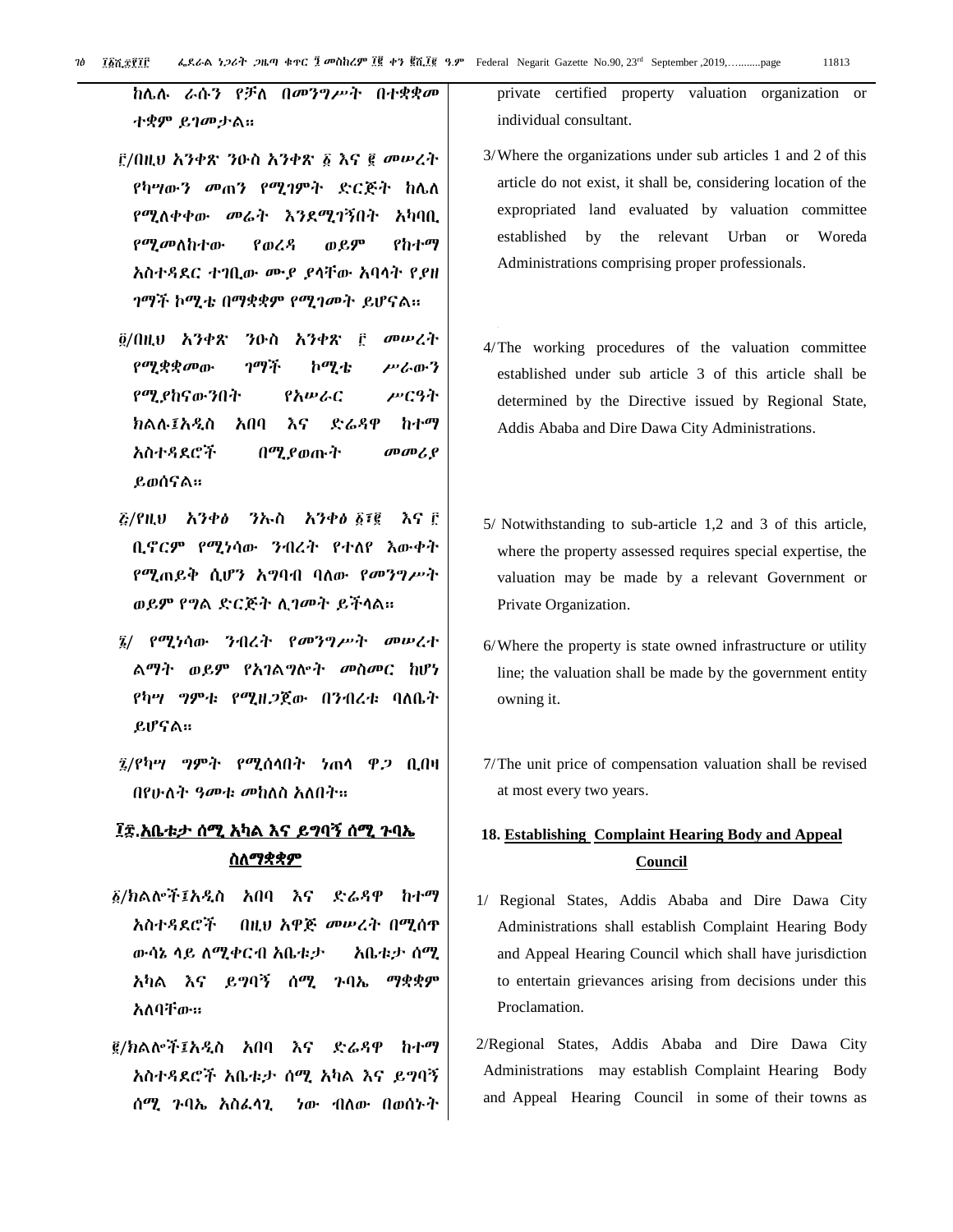ከሌሉ ራሱን የቻለ በመንግሥት በተቋቋመ ተቋም ይገመታል።

፫/በዚህ አንቀጽ ንዑስ አንቀጽ ፩ እና ፪ መሠረት የካሣውን መጠን የሚገምት ድርጅት ከሌለ የሚለቀቀው መሬት እንደሚገኝበት አካባቢ የሚመለከተው የወረዳ ወይም የከተማ አስተዳደር ተገቢው ሙያ ያላቸው አባላት የያዘ ገማች ኮሚቴ በማቋቋም የሚገመት ይሆናል።

፬/በዚህ አንቀጽ ንዑስ አንቀጽ ፫ መሠረት የሚቋቋመው ገማች ኮሚቴ ሥራውን የሚያከናውንበት የአሠራር ሥርዓት ክልሉ፤አዲስ አበባ እና ድሬዳዋ ከተማ አስተዳደሮች በሚያወጡት መመሪያ ይወሰናል።

፭/የዚህ አንቀፅ ንኡስ አንቀፅ ፩፣፪ እና ፫ ቢኖርም የሚነሳው ንብረት የተለየ እውቀት የሚጠይቅ ሲሆን አግባብ ባለው የመንግሥት ወይም የግል ድርጅት ሊገመት ይችላል።

፮/ የሚነሳው ንብረት የመንግሥት መሠረተ ልማት ወይም የአገልግሎት መስመር ከሆነ የካሣ ግምቱ የሚዘጋጀው በንብረቱ ባለቤት ይሆናል።

፯/የካሣ ግምት የሚሰላበት ነጠላ ዋጋ ቢበዛ በየሁለት ዓመቱ መከለስ አለበት።

## ፲፰.አቤቱታ ሰሚ አካል እና ይግባኝ ሰሚ ጉባኤ ስለማቋቋም

፩/ክልሎች፤አዲስ አበባ እና ድሬዳዋ ከተማ አስተዳደሮች በዚህ አዋጅ መሠረት በሚሰጥ ውሳኔ ላይ ለሚቀርብ አቤቱታ አቤቱታ ሰሚ አካል እና ይግባኝ ሰሚ ጉባኤ ማቋቋም አለባቸው።

፪/ክልሎች፤አዲስ አበባ እና ድሬዳዋ ከተማ አስተዳደሮች አቤቱታ ሰሚ አካል እና ይግባኝ ሰሚ ጉባኤ አስፈላጊ ነው ብለው በወሰኑት

private certified property valuation organization or individual consultant.

3/ Where the organizations under sub articles 1 and 2 of this article do not exist, it shall be, considering location of the expropriated land evaluated by valuation committee established by the relevant Urban or Woreda Administrations comprising proper professionals.

4/ The working procedures of the valuation committee established under sub article 3 of this article shall be determined by the Directive issued by Regional State, Addis Ababa and Dire Dawa City Administrations.

5/ Notwithstanding to sub-article 1,2 and 3 of this article, where the property assessed requires special expertise, the valuation may be made by a relevant Government or Private Organization.

6/ Where the property is state owned infrastructure or utility line; the valuation shall be made by the government entity owning it.

7/ The unit price of compensation valuation shall be revised at most every two years.

## 18. Establishing Complaint Hearing Body and Appeal Council

1/ Regional States, Addis Ababa and Dire Dawa City Administrations shall establish Complaint Hearing Body and Appeal Hearing Council which shall have jurisdiction to entertain grievances arising from decisions under this Proclamation.

2/ Regional States, Addis Ababa and Dire Dawa City Administrations may establish Complaint Hearing Body and Appeal Hearing Council in some of their towns as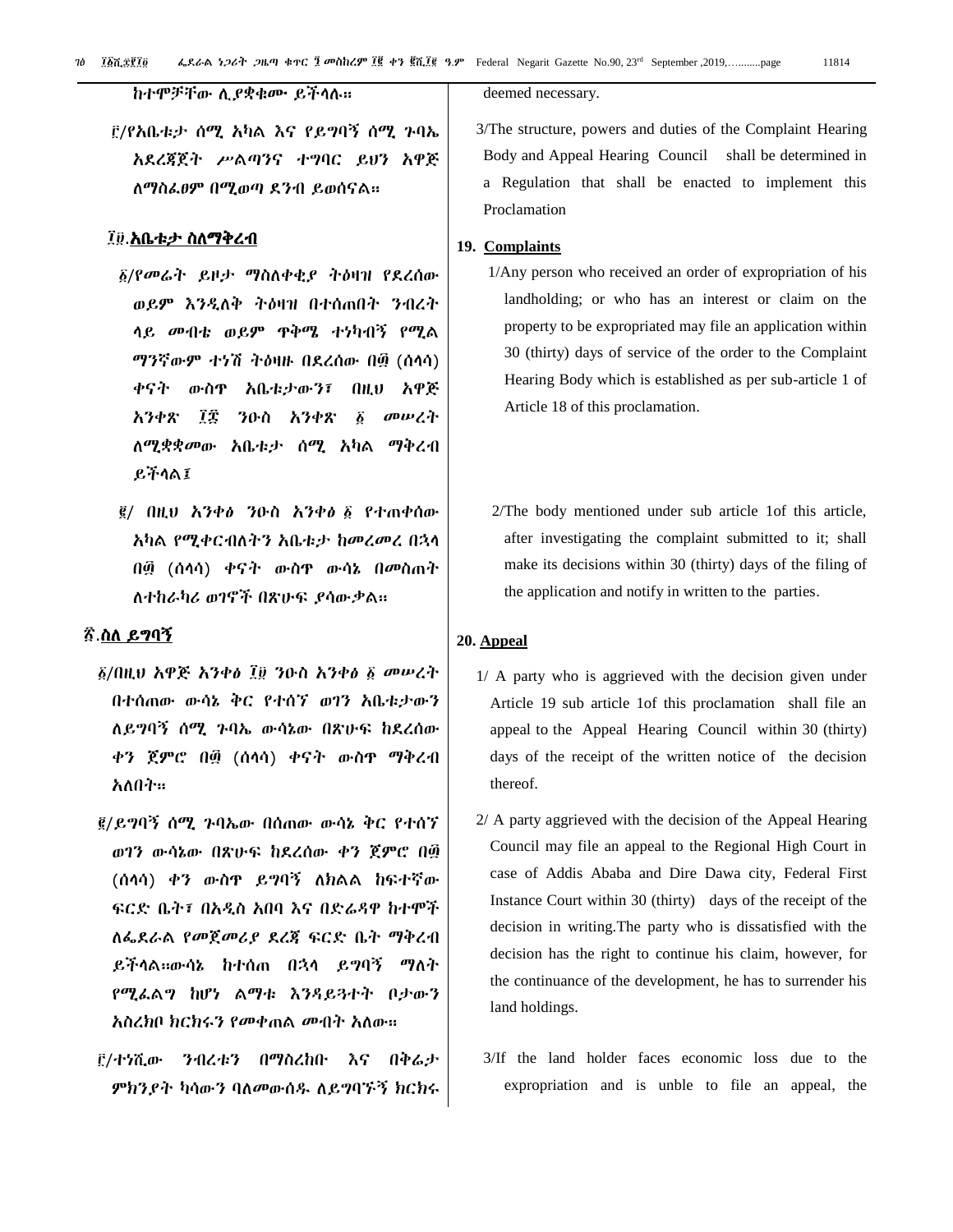ከተሞቻቸው ሊያቋቁሙ ይችላሉ።

፫/የአቤቱታ ሰሚ አካል እና የይግባኝ ሰሚ ጉባኤ አደረጃጀት ሥልጣንና ተግባር ይህን አዋጅ ለማስፈፀም በሚወጣ ደንብ ይወሰናል።

## ፲፱.አቤቱታ ስለማቅረብ

፩/የመሬት ይዞታ ማስለቀቂያ ትዕዛዝ የደረሰው ወይም እንዲለቅ ትዕዛዝ በተሰጠበት ንብረት ላይ መብቱ ወይም ጥቅሜ ተነካብኝ የሚል ማንኛውም ተነሺ ትዕዛዙ በደረሰው በ፴ (ሰላሳ) ቀናት ውስጥ አቤቱታውን፣ በዚህ አዋጅ አንቀጽ ፲፰ ንዑስ አንቀጽ ፩ መሠረት ለሚቋቋመው አቤቱታ ሰሚ አካል ማቅረብ ይችላል፤

፪/ በዚህ አንቀፅ ንዑስ አንቀፅ ፩ የተጠቀሰው አካል የሚቀርብለትን አቤቱታ ከመረመረ በኋላ በ፴ (ሰላሳ) ቀናት ውስጥ ውሳኔ በመስጠት ለተከራካሪ ወገኖች በጽሁፍ ያሳውቃል።

## ፳.ስለ ይግባኝ

፩/በዚህ አዋጅ አንቀፅ ፲፱ ንዑስ አንቀፅ ፩ መሠረት በተሰጠው ውሳኔ ቅር የተሰኘ ወገን አቤቱታውን ለይግባኝ ሰሚ ጉባኤ ውሳኔው በጽሁፍ ከደረሰው ቀን ጀምሮ በ፴ (ሰላሳ) ቀናት ውስጥ ማቅረብ አለበት።

፪/ይግባኝ ሰሚ ጉባኤው በሰጠው ውሳኔ ቅር የተሰኘ ወገን ውሳኔው በጽሁፍ ከደረሰው ቀን ጀምሮ በ፴ (ሰላሳ) ቀን ውስጥ ይግባኝ ለክልል ከፍተኛው ፍርድ ቤት፣ በአዲስ አበባ እና በድሬዳዋ ከተሞች ለፌደራል የመጀመሪያ ደረጃ ፍርድ ቤት ማቅረብ ይችላል።ውሳኔ ከተሰጠ በኋላ ይግባኝ ማለት የሚፈልግ ከሆነ ልማቱ እንዳይጓተት ቦታውን አስረክቦ ክርክሩን የመቀጠል መብት አለው።

፫/ተነሺው ንብረቱን በማስረከቡ እና በቅሬታ ምክንያት ካሳውን ባለመውሰዱ ለይግባኙኝ ክርክሩ

deemed necessary.

3/The structure, powers and duties of the Complaint Hearing Body and Appeal Hearing Council shall be determined in a Regulation that shall be enacted to implement this Proclamation

## 19. Complaints

1/Any person who received an order of expropriation of his landholding; or who has an interest or claim on the property to be expropriated may file an application within 30 (thirty) days of service of the order to the Complaint Hearing Body which is established as per sub-article 1 of Article 18 of this proclamation.

2/The body mentioned under sub article 1of this article, after investigating the complaint submitted to it; shall make its decisions within 30 (thirty) days of the filing of the application and notify in written to the parties.

## 20. Appeal

1/ A party who is aggrieved with the decision given under Article 19 sub article 1of this proclamation shall file an appeal to the Appeal Hearing Council within 30 (thirty) days of the receipt of the written notice of the decision thereof.

2/ A party aggrieved with the decision of the Appeal Hearing Council may file an appeal to the Regional High Court in case of Addis Ababa and Dire Dawa city, Federal First Instance Court within 30 (thirty) days of the receipt of the decision in writing.The party who is dissatisfied with the decision has the right to continue his claim, however, for the continuance of the development, he has to surrender his land holdings.

3/If the land holder faces economic loss due to the expropriation and is unble to file an appeal, the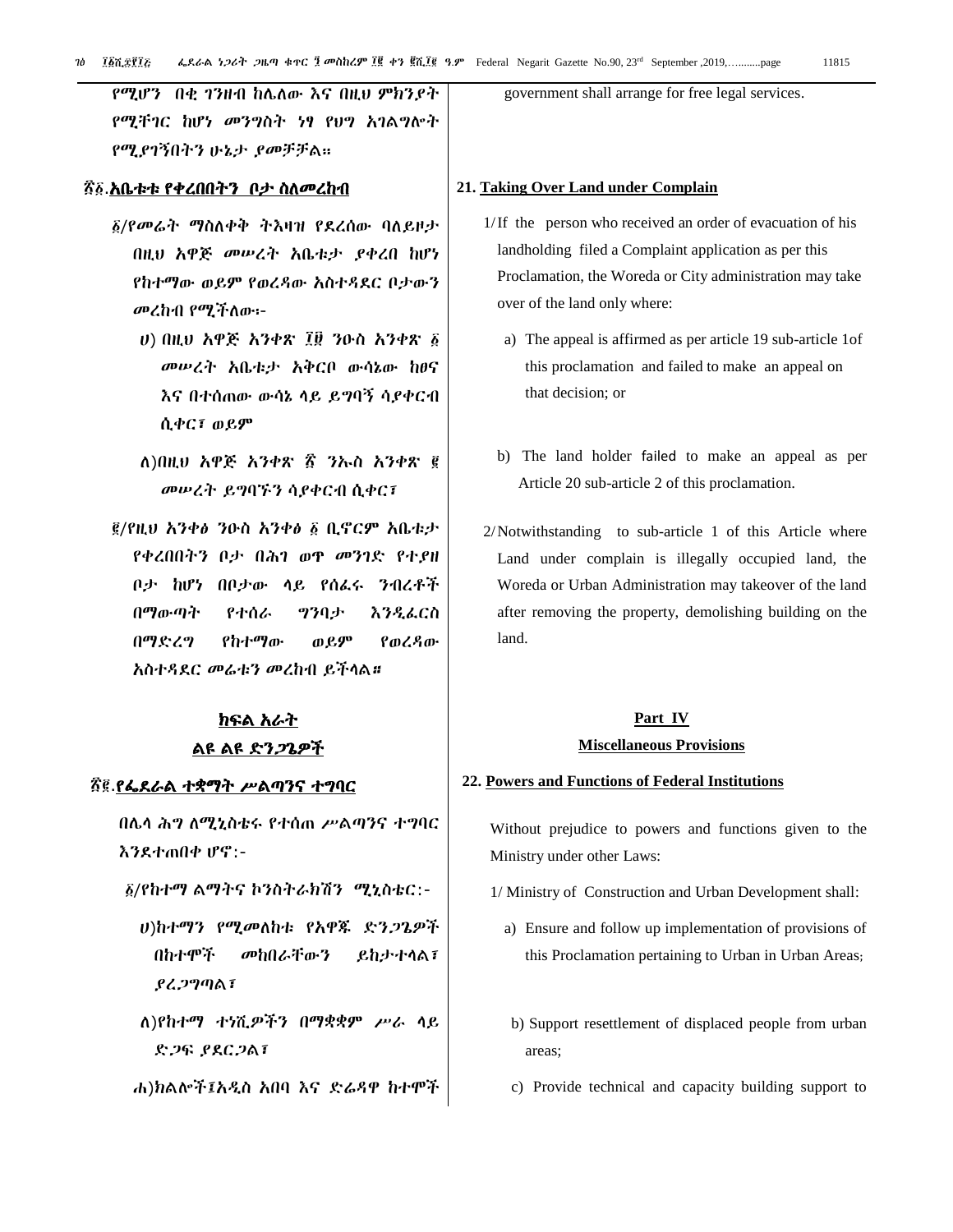የሚሆን በቂ ገንዘብ ከሌለው እና በዚህ ምክንያት የሚቸገር ከሆነ መንግስት ነፃ የህግ አገልግሎት የሚያገኝበትን ሁኔታ ያመቻቻል።

government shall arrange for free legal services.

## ፳፩.አቤቱቱ የቀረበበትን ቦታ ስለመረከብ

፩/የመሬት ማስለቀቅ ትእዛዝ የደረሰው ባለይዞታ በዚህ አዋጅ መሠረት አቤቱታ ያቀረበ ከሆነ የከተማው ወይም የወረዳው አስተዳደር ቦታውን መረከብ የሚችለው፡-

ሀ) በዚህ አዋጅ አንቀጽ ፲፱ ንዑስ አንቀጽ ፩ መሠረት አቤቱታ አቅርቦ ውሳኔው ከፀና እና በተሰጠው ውሳኔ ላይ ይግባኝ ሳያቀርብ ሲቀር፣ ወይም

ለ)በዚህ አዋጅ አንቀጽ ፳ ንኡስ አንቀጽ ፪ መሠረት ይግባኙን ሳያቀርብ ሲቀር፣

፪/የዚህ አንቀፅ ንዑስ አንቀፅ ፩ ቢኖርም አቤቱታ የቀረበበትን ቦታ በሕገ ወጥ መንገድ የተያዘ ቦታ ከሆነ በቦታው ላይ የሰፈሩ ንብረቶች በማውጣት የተሰራ ግንባታ እንዲፈርስ በማድረግ የከተማው ወይም የወረዳው አስተዳደር መሬቱን መረከብ ይችላል።

## 21. Taking Over Land under Complain

1/If the person who received an order of evacuation of his landholding filed a Complaint application as per this Proclamation, the Woreda or City administration may take over of the land only where:

a) The appeal is affirmed as per article 19 sub-article 1of this proclamation and failed to make an appeal on that decision; or

b) The land holder failed to make an appeal as per Article 20 sub-article 2 of this proclamation.

2/Notwithstanding to sub-article 1 of this Article where Land under complain is illegally occupied land, the Woreda or Urban Administration may takeover of the land after removing the property, demolishing building on the land.

# ክፍል አራት
## ልዩ ልዩ ድንጋጌዎች

# Part IV
## Miscellaneous Provisions

## ፳፪.የፌደራል ተቋማት ሥልጣንና ተግባር

በሌላ ሕግ ለሚኒስቴሩ የተሰጠ ሥልጣንና ተግባር እንደተጠበቀ ሆኖ፡-

፩/የከተማ ልማትና ኮንስትራክሽን ሚኒስቴር፡-

ሀ)ከተማን የሚመለከቱ የአዋጁ ድንጋጌዎች በከተሞች መከበራቸውን ይከታተላል፣ ያረጋግጣል፣

ለ)የከተማ ተነሺዎችን በማቋቋም ሥራ ላይ ድጋፍ ያደርጋል፣

ሐ)ክልሎች፣አዲስ አበባ እና ድሬዳዋ ከተሞች

## 22. Powers and Functions of Federal Institutions

Without prejudice to powers and functions given to the Ministry under other Laws:

1/ Ministry of Construction and Urban Development shall:

a) Ensure and follow up implementation of provisions of this Proclamation pertaining to Urban in Urban Areas;

b) Support resettlement of displaced people from urban areas;

c) Provide technical and capacity building support to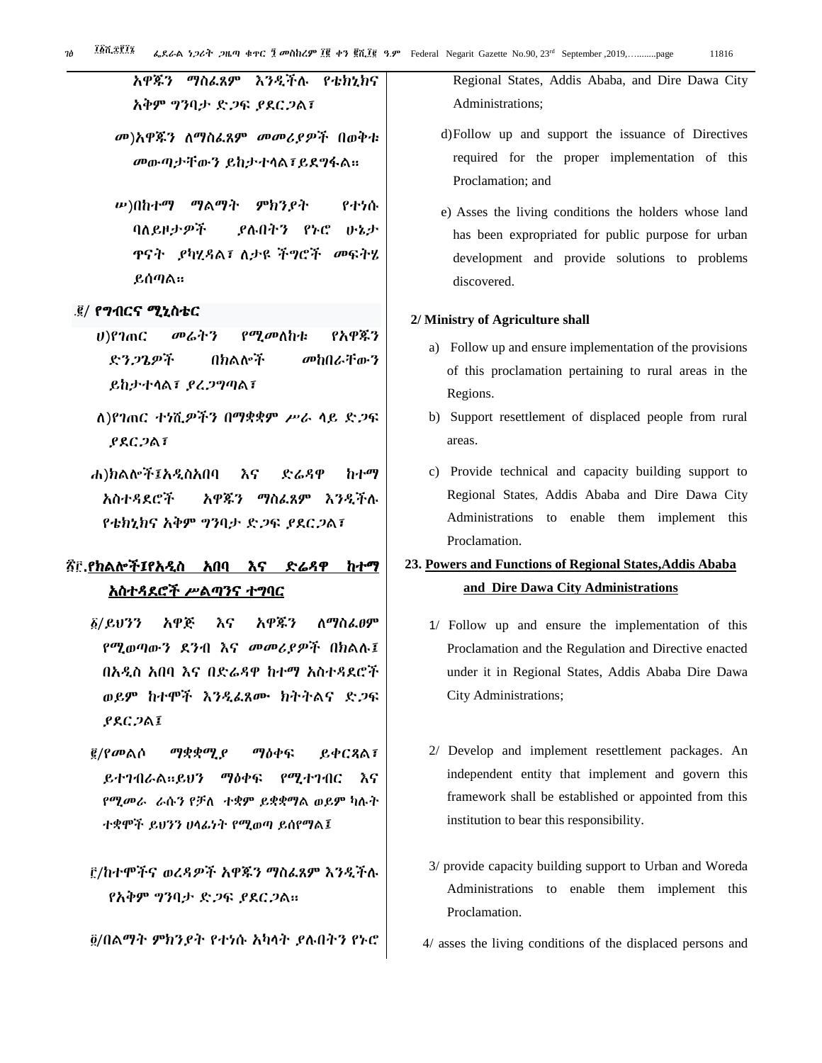አዋጁን ማስፈጸም እንዲችሉ የቴክኒክና አቅም ግንባታ ድጋፍ ያደርጋል፣

መ)አዋጁን ለማስፈጸም መመሪያዎች በወቅቱ መውጣታቸውን ይከታተላል፣ይደግፋል።

ሠ)በከተማ ማልማት ምክንያት የተነሱ ባለይዞታዎች ያሉበትን የኑሮ ሁኔታ ጥናት ያካሂዳል፣ ለታዩ ችግሮች መፍትሄ ይሰጣል።

፪/ **የግብርና ሚኒስቴር**

ሀ)የገጠር መሬትን የሚመለከቱ የአዋጁን ድንጋጌዎች በክልሎች መከበራቸውን ይከታተላል፣ ያረጋግጣል፣

ለ)የገጠር ተነሺዎችን በማቋቋም ሥራ ላይ ድጋፍ ያደርጋል፣

ሐ)ክልሎች፤አዲስአበባ እና ድሬዳዋ ከተማ አስተዳደሮች አዋጁን ማስፈጸም እንዲችሉ የቴክኒክና አቅም ግንባታ ድጋፍ ያደርጋል፣

፳፫.**የክልሎች፤የአዲስ አበባ እና ድሬዳዋ ከተማ አስተዳደሮች ሥልጣንና ተግባር**

፩/ይህንን አዋጅ እና አዋጁን ለማስፈፀም የሚወጣውን ደንብ እና መመሪያዎች በክልሉ፤ በአዲስ አበባ እና በድሬዳዋ ከተማ አስተዳደሮች ወይም ከተሞች እንዲፈጸሙ ክትትልና ድጋፍ ያደርጋል፤

፪/የመልሶ ማቋቋሚያ ማዕቀፍ ይቀርጻል፣ ይተገብራል።ይህን ማዕቀፍ የሚተገብር እና የሚመራ ራሱን የቻለ ተቋም ይቋቋማል ወይም ካሉት ተቋሞች ይህንን ሀላፊነት የሚወጣ ይሰየማል፤

፫/ከተሞችና ወረዳዎች አዋጁን ማስፈጸም እንዲችሉ የአቅም ግንባታ ድጋፍ ያደርጋል።

፬/በልማት ምክንያት የተነሱ አካላት ያሉበትን የኑሮ

Regional States, Addis Ababa, and Dire Dawa City Administrations;

d) Follow up and support the issuance of Directives required for the proper implementation of this Proclamation; and

e) Asses the living conditions the holders whose land has been expropriated for public purpose for urban development and provide solutions to problems discovered.

**2/ Ministry of Agriculture shall**

a) Follow up and ensure implementation of the provisions of this proclamation pertaining to rural areas in the Regions.

b) Support resettlement of displaced people from rural areas.

c) Provide technical and capacity building support to Regional States, Addis Ababa and Dire Dawa City Administrations to enable them implement this Proclamation.

**23. Powers and Functions of Regional States,Addis Ababa and Dire Dawa City Administrations**

1/ Follow up and ensure the implementation of this Proclamation and the Regulation and Directive enacted under it in Regional States, Addis Ababa Dire Dawa City Administrations;

2/ Develop and implement resettlement packages. An independent entity that implement and govern this framework shall be established or appointed from this institution to bear this responsibility.

3/ provide capacity building support to Urban and Woreda Administrations to enable them implement this Proclamation.

4/ asses the living conditions of the displaced persons and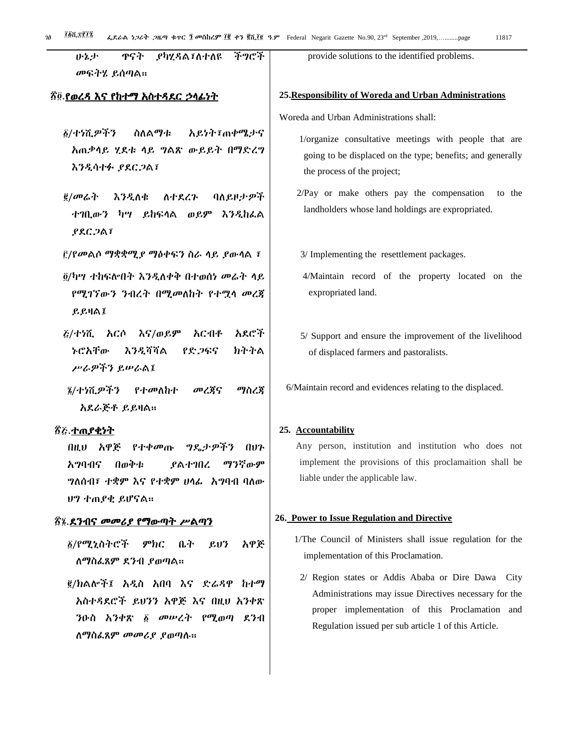ሁኔታ ጥናት ያካሂዳል፣ለተለዩ ችግሮች መፍትሄ ይሰጣል።

## ፳፭.የወረዳ እና የከተማ አስተዳደር ኃላፊነት

፩/ተነሺዎችን ስለልማቱ አይነት፣ጠቀሜታና አጠቃላይ ሂደቱ ላይ ግልጽ ውይይት በማድረግ እንዲሳተፉ ያደርጋል፣

፪/መሬት እንዲለቁ ለተደረጉ ባለይዞታዎች ተገቢውን ካሣ ይከፍላል ወይም እንዲከፈል ያደርጋል፣

፫/የመልሶ ማቋቋሚያ ማዕቀፍን ስራ ላይ ያውላል ፣

፬/ካሣ ተከፍሎበት እንዲለቀቅ በተወሰነ መሬት ላይ የሚገኘውን ንብረት በሚመለከት የተሟላ መረጃ ይይዛል፤

፭/ተነሺ አርሶ እና/ወይም አርብቶ አደሮች ኑሮአቸው እንዲሻሻል የድጋፍና ክትትል ሥራዎችን ይሠራል፤

፮/ተነሺዎችን የተመለከተ መረጃና ማስረጃ አደራጅቶ ይይዛል።

## ፳፮.ተጠያቂነት

በዚህ አዋጅ የተቀመጡ ግዴታዎችን በህጉ አግባብና በወቅቱ ያልተገበረ ማንኛውም ግለሰብ፣ ተቋም እና የተቋም ሀላፊ አግባብ ባለው ህግ ተጠያቂ ይሆናል።

## ፳፯.ደንብና መመሪያ የማውጣት ሥልጣን

፩/የሚኒስትሮች ምክር ቤት ይህን አዋጅ ለማስፈጸም ደንብ ያወጣል።

፪/ክልሎች፤ አዲስ አበባ እና ድሬዳዋ ከተማ አስተዳደሮች ይህንን አዋጅ እና በዚህ አንቀጽ ንዑስ አንቀጽ ፩ መሠረት የሚወጣ ደንብ ለማስፈጸም መመሪያ ያወጣሉ።

provide solutions to the identified problems.

## 25.Responsibility of Woreda and Urban Administrations

Woreda and Urban Administrations shall:

1/organize consultative meetings with people that are going to be displaced on the type; benefits; and generally the process of the project;

2/Pay or make others pay the compensation to the landholders whose land holdings are expropriated.

3/ Implementing the resettlement packages.

4/Maintain record of the property located on the expropriated land.

5/ Support and ensure the improvement of the livelihood of displaced farmers and pastoralists.

6/Maintain record and evidences relating to the displaced.

## 25. Accountability

Any person, institution and institution who does not implement the provisions of this proclamaition shall be liable under the applicable law.

## 26. Power to Issue Regulation and Directive

1/The Council of Ministers shall issue regulation for the implementation of this Proclamation.

2/ Region states or Addis Ababa or Dire Dawa City Administrations may issue Directives necessary for the proper implementation of this Proclamation and Regulation issued per sub article 1 of this Article.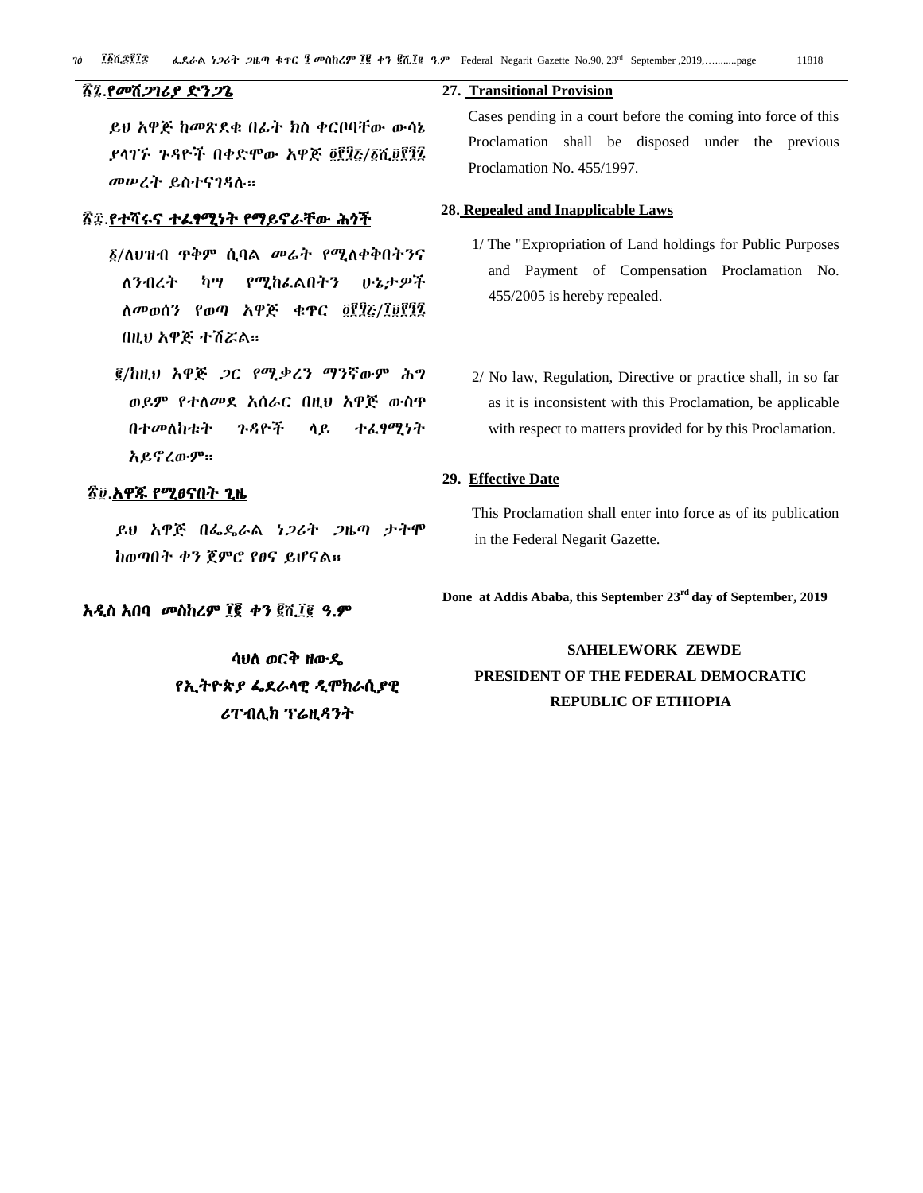፳፯.**የመሸጋገሪያ ድንጋጌ**

ይህ አዋጅ ከመጽደቁ በፊት ክስ ቀርቦባቸው ውሳኔ ያላገኙ ጉዳዮች በቀድሞው አዋጅ ፬፻፶፭/፩፲፱፻፺፯ መሠረት ይስተናገዳሉ።

፳፰.**የተሻሩና ተፈፃሚነት የማይኖራቸው ሕጎች**

፩/ለህዝብ ጥቅም ሲባል መሬት የሚለቀቅበትንና ለንብረት ካሣ የሚከፈልበትን ሁኔታዎች ለመወሰን የወጣ አዋጅ ቁጥር ፬፻፶፭/፲፱፻፺፯ በዚህ አዋጅ ተሽሯል።

፪/ከዚህ አዋጅ ጋር የሚቃረን ማንኛውም ሕግ ወይም የተለመደ አሰራር በዚህ አዋጅ ውስጥ በተመለከቱት ጉዳዮች ላይ ተፈፃሚነት አይኖረውም።

፳፱.**አዋጁ የሚፀናበት ጊዜ**

ይህ አዋጅ በፌዴራል ነጋሪት ጋዜጣ ታትሞ ከወጣበት ቀን ጀምሮ የፀና ይሆናል።

**አዲስ አበባ መስከረም ፲፪ ቀን ፪ሺ፲፪ ዓ.ም**

**ሳህለ ወርቅ ዘውዴ**

**የኢትዮጵያ ፌደራላዊ ዲሞክራሲያዊ ሪፐብሊክ ፕሬዚዳንት**

**27. Transitional Provision**

Cases pending in a court before the coming into force of this Proclamation shall be disposed under the previous Proclamation No. 455/1997.

**28. Repealed and Inapplicable Laws**

1/ The "Expropriation of Land holdings for Public Purposes and Payment of Compensation Proclamation No. 455/2005 is hereby repealed.

2/ No law, Regulation, Directive or practice shall, in so far as it is inconsistent with this Proclamation, be applicable with respect to matters provided for by this Proclamation.

**29. Effective Date**

This Proclamation shall enter into force as of its publication in the Federal Negarit Gazette.

**Done at Addis Ababa, this September 23rd day of September, 2019**

**SAHELEWORK ZEWDE**

**PRESIDENT OF THE FEDERAL DEMOCRATIC REPUBLIC OF ETHIOPIA**